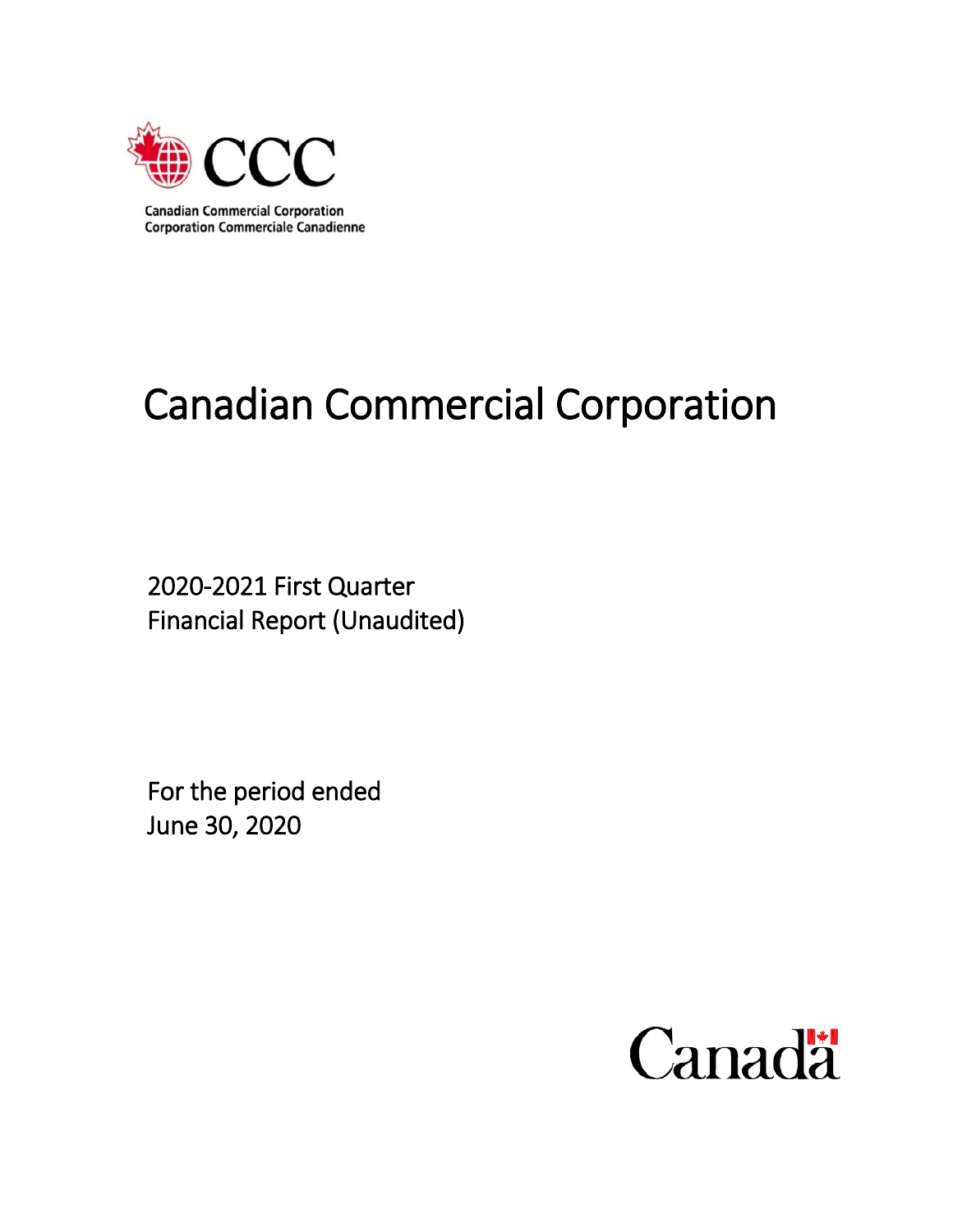CCC

Canadian Commercial Corporation
Corporation Commerciale Canadienne

# Canadian Commercial Corporation

2020-2021 First Quarter
Financial Report (Unaudited)

For the period ended
June 30, 2020

Canada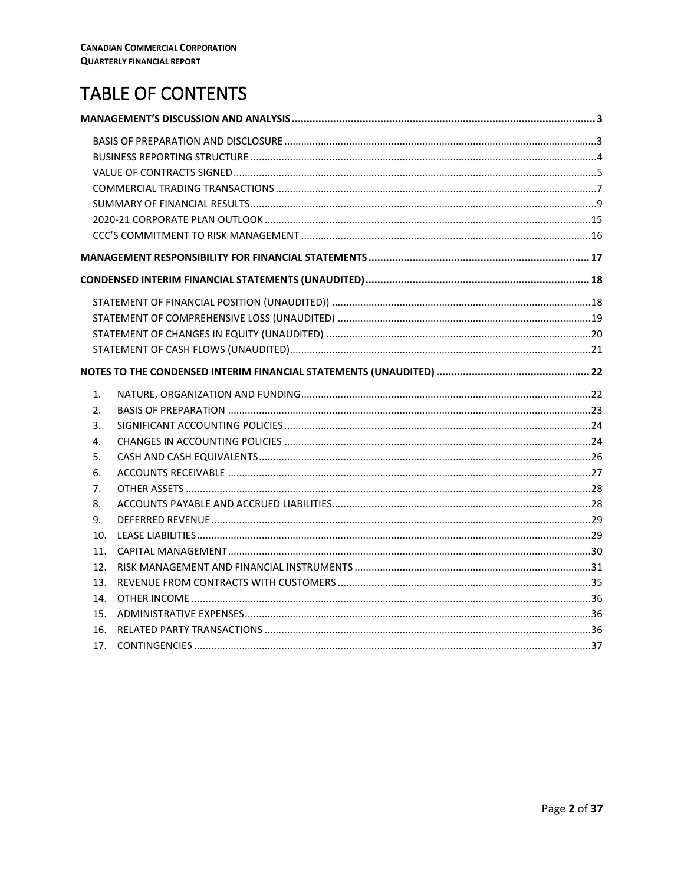# TABLE OF CONTENTS

**MANAGEMENT'S DISCUSSION AND ANALYSIS** ..... 3

- BASIS OF PREPARATION AND DISCLOSURE ..... 3
- BUSINESS REPORTING STRUCTURE ..... 4
- VALUE OF CONTRACTS SIGNED ..... 5
- COMMERCIAL TRADING TRANSACTIONS ..... 7
- SUMMARY OF FINANCIAL RESULTS ..... 9
- 2020-21 CORPORATE PLAN OUTLOOK ..... 15
- CCC'S COMMITMENT TO RISK MANAGEMENT ..... 16

**MANAGEMENT RESPONSIBILITY FOR FINANCIAL STATEMENTS** ..... 17

**CONDENSED INTERIM FINANCIAL STATEMENTS (UNAUDITED)** ..... 18

- STATEMENT OF FINANCIAL POSITION (UNAUDITED)) ..... 18
- STATEMENT OF COMPREHENSIVE LOSS (UNAUDITED) ..... 19
- STATEMENT OF CHANGES IN EQUITY (UNAUDITED) ..... 20
- STATEMENT OF CASH FLOWS (UNAUDITED) ..... 21

**NOTES TO THE CONDENSED INTERIM FINANCIAL STATEMENTS (UNAUDITED)** ..... 22

1. NATURE, ORGANIZATION AND FUNDING ..... 22
2. BASIS OF PREPARATION ..... 23
3. SIGNIFICANT ACCOUNTING POLICIES ..... 24
4. CHANGES IN ACCOUNTING POLICIES ..... 24
5. CASH AND CASH EQUIVALENTS ..... 26
6. ACCOUNTS RECEIVABLE ..... 27
7. OTHER ASSETS ..... 28
8. ACCOUNTS PAYABLE AND ACCRUED LIABILITIES ..... 28
9. DEFERRED REVENUE ..... 29
10. LEASE LIABILITIES ..... 29
11. CAPITAL MANAGEMENT ..... 30
12. RISK MANAGEMENT AND FINANCIAL INSTRUMENTS ..... 31
13. REVENUE FROM CONTRACTS WITH CUSTOMERS ..... 35
14. OTHER INCOME ..... 36
15. ADMINISTRATIVE EXPENSES ..... 36
16. RELATED PARTY TRANSACTIONS ..... 36
17. CONTINGENCIES ..... 37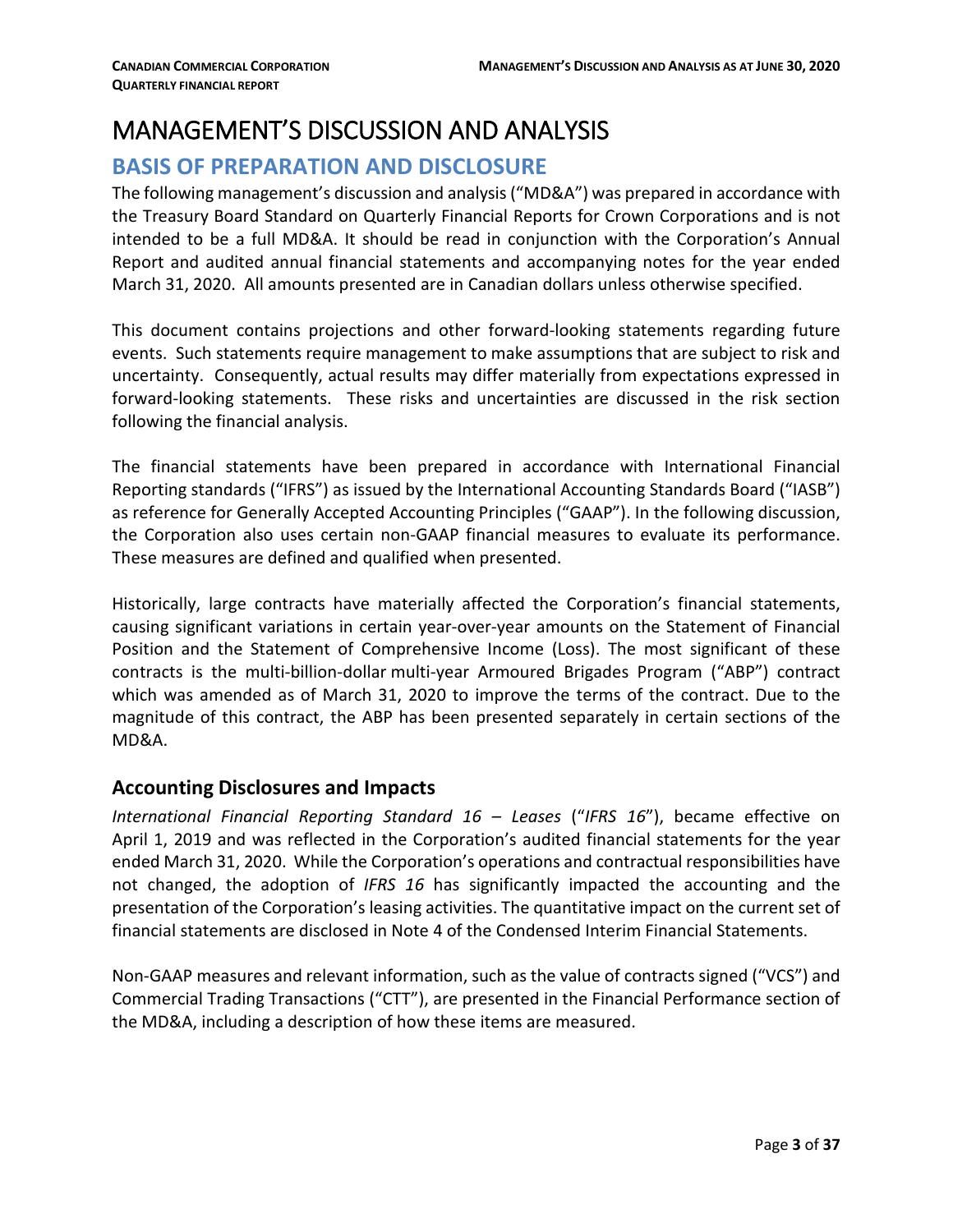# MANAGEMENT'S DISCUSSION AND ANALYSIS

## BASIS OF PREPARATION AND DISCLOSURE

The following management's discussion and analysis ("MD&A") was prepared in accordance with the Treasury Board Standard on Quarterly Financial Reports for Crown Corporations and is not intended to be a full MD&A. It should be read in conjunction with the Corporation's Annual Report and audited annual financial statements and accompanying notes for the year ended March 31, 2020. All amounts presented are in Canadian dollars unless otherwise specified.

This document contains projections and other forward-looking statements regarding future events. Such statements require management to make assumptions that are subject to risk and uncertainty. Consequently, actual results may differ materially from expectations expressed in forward-looking statements. These risks and uncertainties are discussed in the risk section following the financial analysis.

The financial statements have been prepared in accordance with International Financial Reporting standards ("IFRS") as issued by the International Accounting Standards Board ("IASB") as reference for Generally Accepted Accounting Principles ("GAAP"). In the following discussion, the Corporation also uses certain non-GAAP financial measures to evaluate its performance. These measures are defined and qualified when presented.

Historically, large contracts have materially affected the Corporation's financial statements, causing significant variations in certain year-over-year amounts on the Statement of Financial Position and the Statement of Comprehensive Income (Loss). The most significant of these contracts is the multi-billion-dollar multi-year Armoured Brigades Program ("ABP") contract which was amended as of March 31, 2020 to improve the terms of the contract. Due to the magnitude of this contract, the ABP has been presented separately in certain sections of the MD&A.

### Accounting Disclosures and Impacts

*International Financial Reporting Standard 16 – Leases* ("*IFRS 16*"), became effective on April 1, 2019 and was reflected in the Corporation's audited financial statements for the year ended March 31, 2020. While the Corporation's operations and contractual responsibilities have not changed, the adoption of *IFRS 16* has significantly impacted the accounting and the presentation of the Corporation's leasing activities. The quantitative impact on the current set of financial statements are disclosed in Note 4 of the Condensed Interim Financial Statements.

Non-GAAP measures and relevant information, such as the value of contracts signed ("VCS") and Commercial Trading Transactions ("CTT"), are presented in the Financial Performance section of the MD&A, including a description of how these items are measured.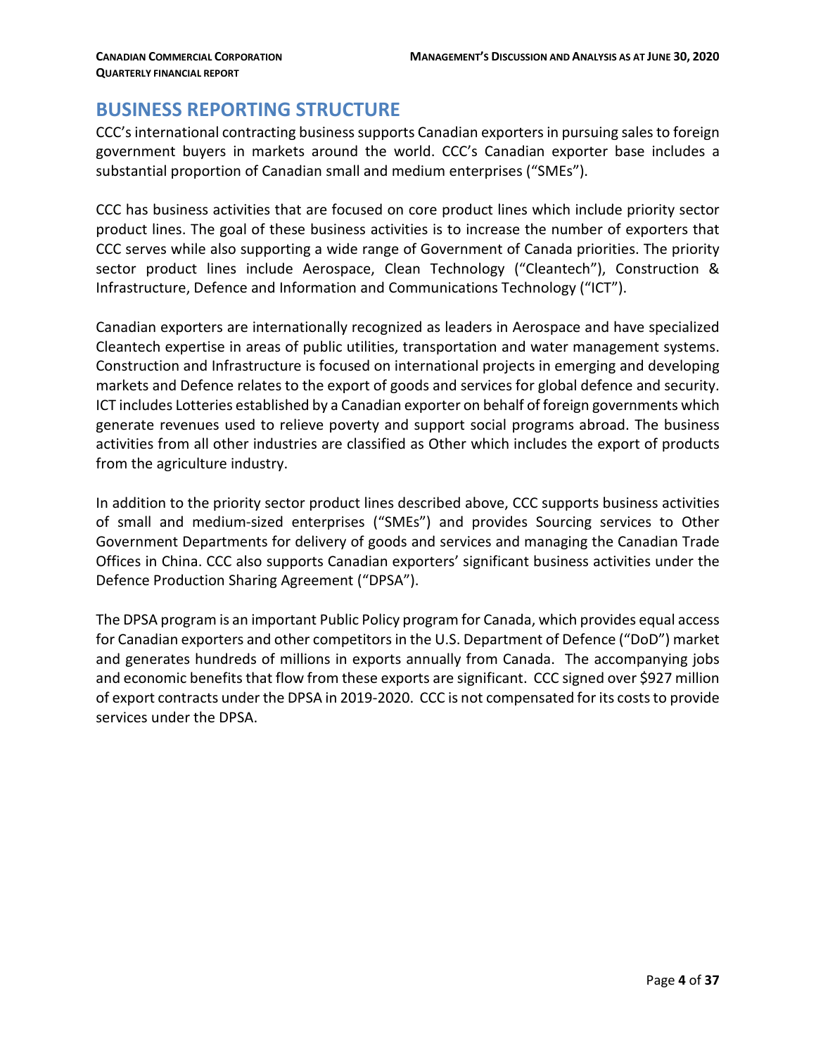## BUSINESS REPORTING STRUCTURE

CCC's international contracting business supports Canadian exporters in pursuing sales to foreign government buyers in markets around the world. CCC's Canadian exporter base includes a substantial proportion of Canadian small and medium enterprises ("SMEs").

CCC has business activities that are focused on core product lines which include priority sector product lines. The goal of these business activities is to increase the number of exporters that CCC serves while also supporting a wide range of Government of Canada priorities. The priority sector product lines include Aerospace, Clean Technology ("Cleantech"), Construction & Infrastructure, Defence and Information and Communications Technology ("ICT").

Canadian exporters are internationally recognized as leaders in Aerospace and have specialized Cleantech expertise in areas of public utilities, transportation and water management systems. Construction and Infrastructure is focused on international projects in emerging and developing markets and Defence relates to the export of goods and services for global defence and security. ICT includes Lotteries established by a Canadian exporter on behalf of foreign governments which generate revenues used to relieve poverty and support social programs abroad. The business activities from all other industries are classified as Other which includes the export of products from the agriculture industry.

In addition to the priority sector product lines described above, CCC supports business activities of small and medium-sized enterprises ("SMEs") and provides Sourcing services to Other Government Departments for delivery of goods and services and managing the Canadian Trade Offices in China. CCC also supports Canadian exporters' significant business activities under the Defence Production Sharing Agreement ("DPSA").

The DPSA program is an important Public Policy program for Canada, which provides equal access for Canadian exporters and other competitors in the U.S. Department of Defence ("DoD") market and generates hundreds of millions in exports annually from Canada. The accompanying jobs and economic benefits that flow from these exports are significant. CCC signed over $927 million of export contracts under the DPSA in 2019-2020. CCC is not compensated for its costs to provide services under the DPSA.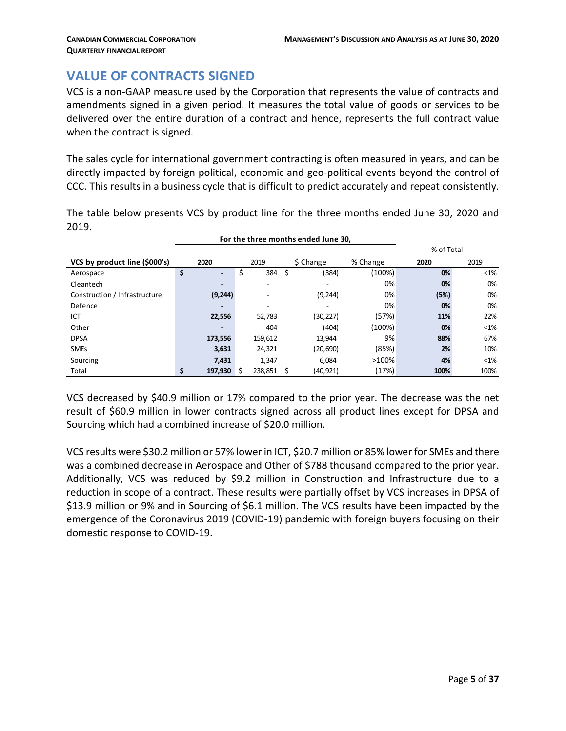## VALUE OF CONTRACTS SIGNED

VCS is a non-GAAP measure used by the Corporation that represents the value of contracts and amendments signed in a given period. It measures the total value of goods or services to be delivered over the entire duration of a contract and hence, represents the full contract value when the contract is signed.

The sales cycle for international government contracting is often measured in years, and can be directly impacted by foreign political, economic and geo-political events beyond the control of CCC. This results in a business cycle that is difficult to predict accurately and repeat consistently.

The table below presents VCS by product line for the three months ended June 30, 2020 and 2019.

| | For the three months ended June 30, | | | | % of Total | |
|---|---|---|---|---|---|---|
| **VCS by product line ($000's)** | **2020** | 2019 | $ Change | % Change | **2020** | 2019 |
| Aerospace | **$ -** | $ 384 | $ (384) | (100%) | **0%** | <1% |
| Cleantech | **-** | - | - | 0% | **0%** | 0% |
| Construction / Infrastructure | **(9,244)** | - | (9,244) | 0% | **(5%)** | 0% |
| Defence | **-** | - | - | 0% | **0%** | 0% |
| ICT | **22,556** | 52,783 | (30,227) | (57%) | **11%** | 22% |
| Other | **-** | 404 | (404) | (100%) | **0%** | <1% |
| DPSA | **173,556** | 159,612 | 13,944 | 9% | **88%** | 67% |
| SMEs | **3,631** | 24,321 | (20,690) | (85%) | **2%** | 10% |
| Sourcing | **7,431** | 1,347 | 6,084 | >100% | **4%** | <1% |
| Total | **$ 197,930** | $ 238,851 | $ (40,921) | (17%) | **100%** | 100% |

VCS decreased by $40.9 million or 17% compared to the prior year. The decrease was the net result of $60.9 million in lower contracts signed across all product lines except for DPSA and Sourcing which had a combined increase of $20.0 million.

VCS results were $30.2 million or 57% lower in ICT, $20.7 million or 85% lower for SMEs and there was a combined decrease in Aerospace and Other of $788 thousand compared to the prior year. Additionally, VCS was reduced by $9.2 million in Construction and Infrastructure due to a reduction in scope of a contract. These results were partially offset by VCS increases in DPSA of $13.9 million or 9% and in Sourcing of $6.1 million. The VCS results have been impacted by the emergence of the Coronavirus 2019 (COVID-19) pandemic with foreign buyers focusing on their domestic response to COVID-19.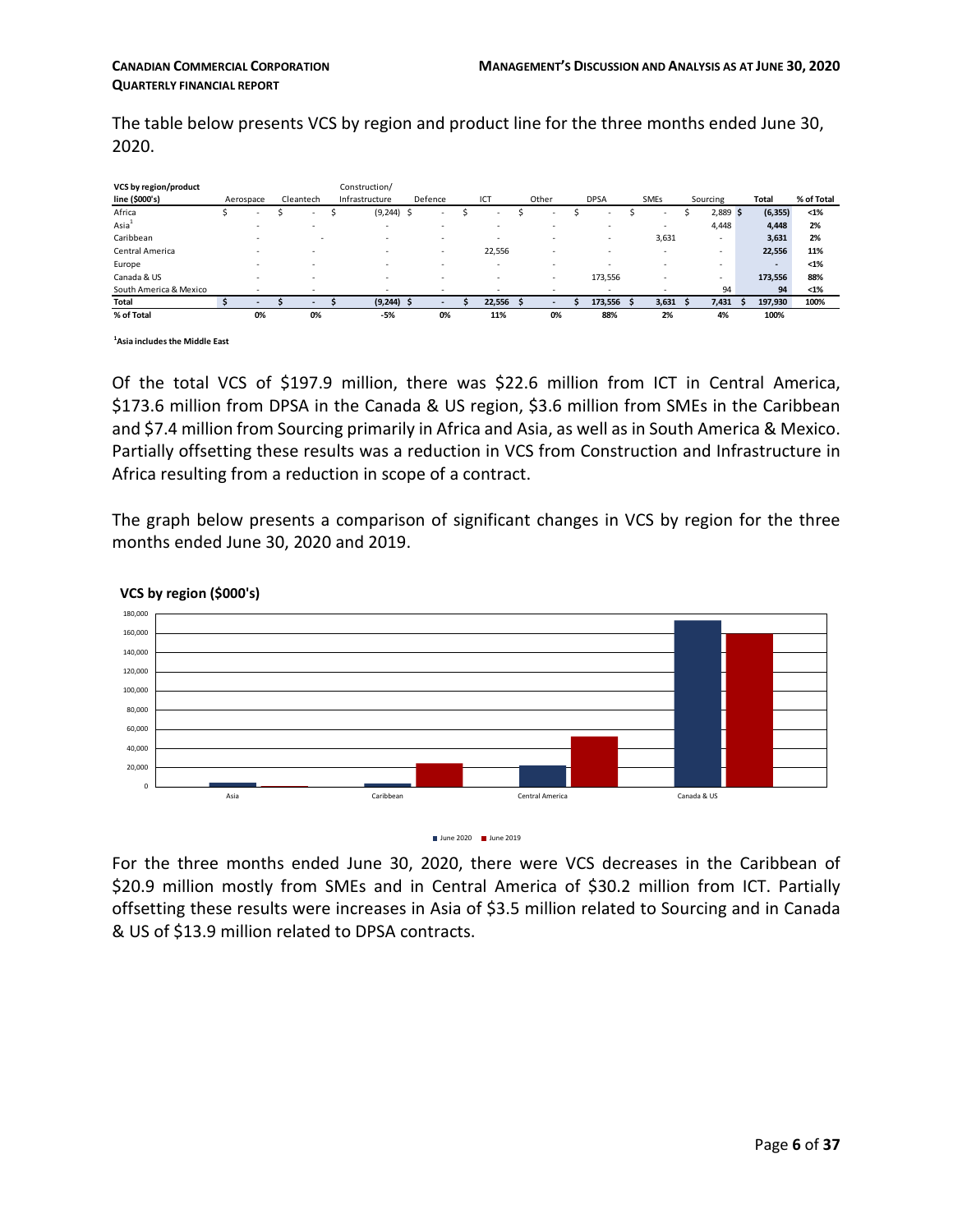The table below presents VCS by region and product line for the three months ended June 30, 2020.

| VCS by region/product line ($000's) | Aerospace | Cleantech | Construction/ Infrastructure | Defence | ICT | Other | DPSA | SMEs | Sourcing | Total | % of Total |
|---|---|---|---|---|---|---|---|---|---|---|---|
| Africa | $ - | $ - | $ (9,244) | $ - | $ - | $ - | $ - | $ - | $ 2,889 | $ (6,355) | <1% |
| Asia[1] | - | - | - | - | - | - | - | - | 4,448 | 4,448 | 2% |
| Caribbean | - | - | - | - | - | - | - | 3,631 | - | 3,631 | 2% |
| Central America | - | - | - | - | 22,556 | - | - | - | - | 22,556 | 11% |
| Europe | - | - | - | - | - | - | - | - | - | - | <1% |
| Canada & US | - | - | - | - | - | - | 173,556 | - | - | 173,556 | 88% |
| South America & Mexico | - | - | - | - | - | - | - | - | 94 | 94 | <1% |
| **Total** | **$ -** | **$ -** | **$ (9,244)** | **$ -** | **$ 22,556** | **$ -** | **$ 173,556** | **$ 3,631** | **$ 7,431** | **$ 197,930** | **100%** |
| **% of Total** | **0%** | **0%** | **-5%** | **0%** | **11%** | **0%** | **88%** | **2%** | **4%** | **100%** | |

**[1]Asia includes the Middle East**

Of the total VCS of $197.9 million, there was $22.6 million from ICT in Central America, $173.6 million from DPSA in the Canada & US region, $3.6 million from SMEs in the Caribbean and $7.4 million from Sourcing primarily in Africa and Asia, as well as in South America & Mexico. Partially offsetting these results was a reduction in VCS from Construction and Infrastructure in Africa resulting from a reduction in scope of a contract.

The graph below presents a comparison of significant changes in VCS by region for the three months ended June 30, 2020 and 2019.

**VCS by region ($000's)**

For the three months ended June 30, 2020, there were VCS decreases in the Caribbean of $20.9 million mostly from SMEs and in Central America of $30.2 million from ICT. Partially offsetting these results were increases in Asia of $3.5 million related to Sourcing and in Canada & US of $13.9 million related to DPSA contracts.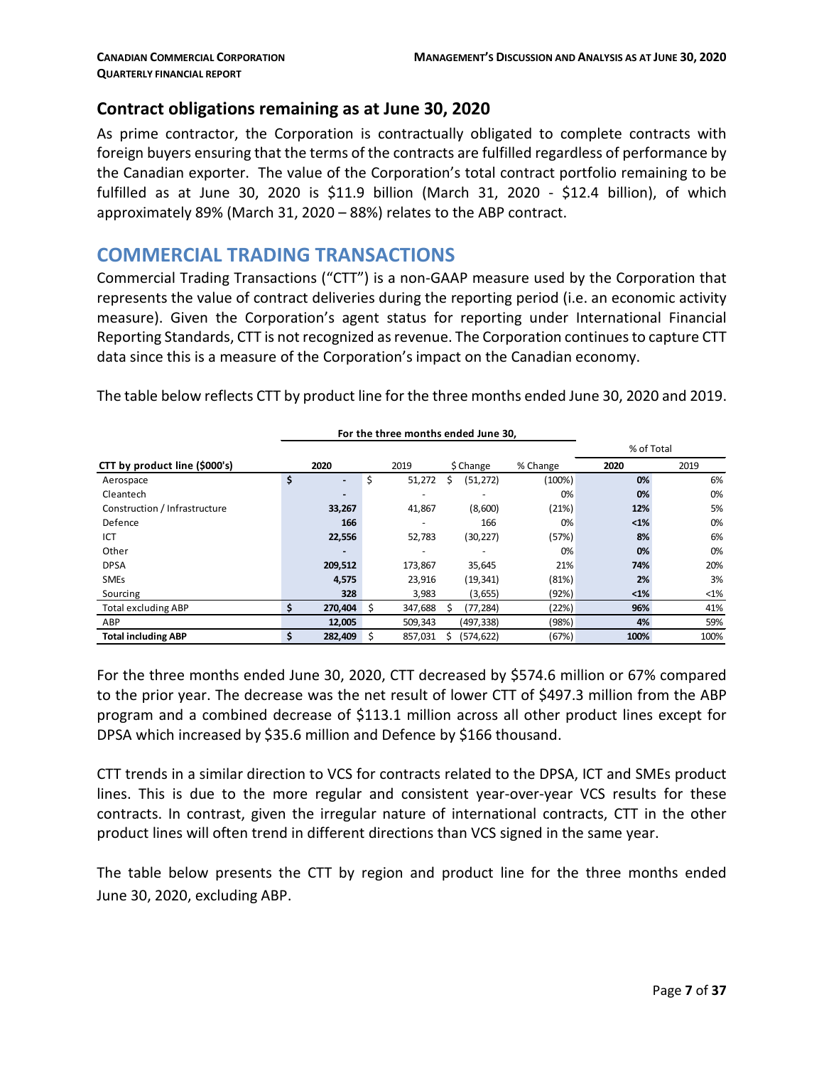## Contract obligations remaining as at June 30, 2020

As prime contractor, the Corporation is contractually obligated to complete contracts with foreign buyers ensuring that the terms of the contracts are fulfilled regardless of performance by the Canadian exporter. The value of the Corporation's total contract portfolio remaining to be fulfilled as at June 30, 2020 is $11.9 billion (March 31, 2020 - $12.4 billion), of which approximately 89% (March 31, 2020 – 88%) relates to the ABP contract.

# COMMERCIAL TRADING TRANSACTIONS

Commercial Trading Transactions ("CTT") is a non-GAAP measure used by the Corporation that represents the value of contract deliveries during the reporting period (i.e. an economic activity measure). Given the Corporation's agent status for reporting under International Financial Reporting Standards, CTT is not recognized as revenue. The Corporation continues to capture CTT data since this is a measure of the Corporation's impact on the Canadian economy.

The table below reflects CTT by product line for the three months ended June 30, 2020 and 2019.

| | For the three months ended June 30, | | | | % of Total | |
|---|---|---|---|---|---|---|
| **CTT by product line ($000's)** | **2020** | 2019 | $ Change | % Change | **2020** | 2019 |
| Aerospace | $ **-** | $ 51,272 | $ (51,272) | (100%) | **0%** | 6% |
| Cleantech | **-** | - | - | 0% | **0%** | 0% |
| Construction / Infrastructure | **33,267** | 41,867 | (8,600) | (21%) | **12%** | 5% |
| Defence | **166** | - | 166 | 0% | **<1%** | 0% |
| ICT | **22,556** | 52,783 | (30,227) | (57%) | **8%** | 6% |
| Other | **-** | - | - | 0% | **0%** | 0% |
| DPSA | **209,512** | 173,867 | 35,645 | 21% | **74%** | 20% |
| SMEs | **4,575** | 23,916 | (19,341) | (81%) | **2%** | 3% |
| Sourcing | **328** | 3,983 | (3,655) | (92%) | **<1%** | <1% |
| Total excluding ABP | $ **270,404** | $ 347,688 | $ (77,284) | (22%) | **96%** | 41% |
| ABP | **12,005** | 509,343 | (497,338) | (98%) | **4%** | 59% |
| **Total including ABP** | $ **282,409** | $ 857,031 | $ (574,622) | (67%) | **100%** | 100% |

For the three months ended June 30, 2020, CTT decreased by $574.6 million or 67% compared to the prior year. The decrease was the net result of lower CTT of $497.3 million from the ABP program and a combined decrease of $113.1 million across all other product lines except for DPSA which increased by $35.6 million and Defence by $166 thousand.

CTT trends in a similar direction to VCS for contracts related to the DPSA, ICT and SMEs product lines. This is due to the more regular and consistent year-over-year VCS results for these contracts. In contrast, given the irregular nature of international contracts, CTT in the other product lines will often trend in different directions than VCS signed in the same year.

The table below presents the CTT by region and product line for the three months ended June 30, 2020, excluding ABP.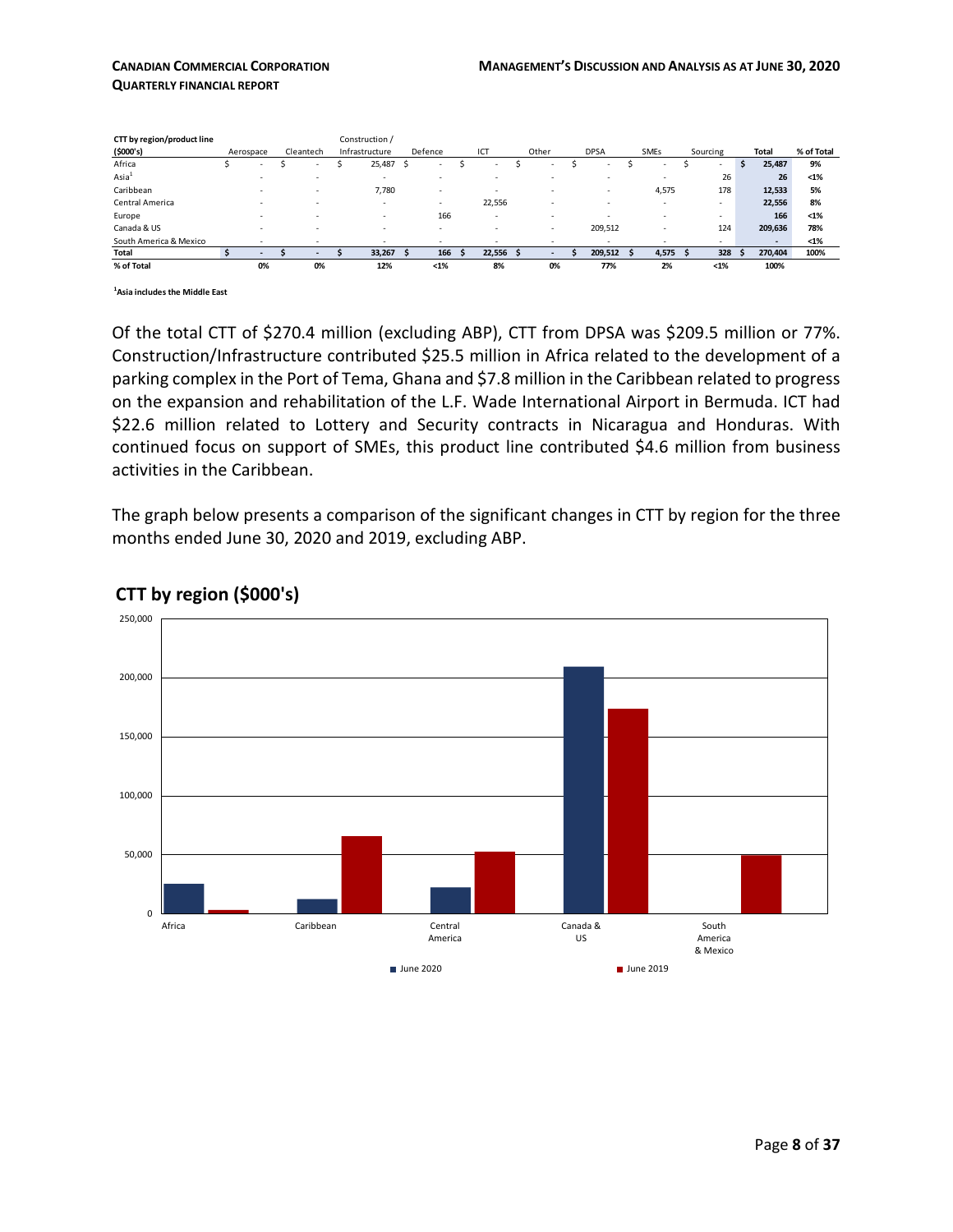| CTT by region/product line ($000's) | Aerospace | Cleantech | Construction / Infrastructure | Defence | ICT | Other | DPSA | SMEs | Sourcing | Total | % of Total |
|---|---|---|---|---|---|---|---|---|---|---|---|
| Africa | $ - | $ - | $ 25,487 | $ - | $ - | $ - | $ - | $ - | $ - | $ 25,487 | 9% |
| Asia[1] | - | - | - | - | - | - | - | - | 26 | 26 | <1% |
| Caribbean | - | - | 7,780 | - | - | - | - | 4,575 | 178 | 12,533 | 5% |
| Central America | - | - | - | - | 22,556 | - | - | - | - | 22,556 | 8% |
| Europe | - | - | - | 166 | - | - | - | - | - | 166 | <1% |
| Canada & US | - | - | - | - | - | - | 209,512 | - | 124 | 209,636 | 78% |
| South America & Mexico | - | - | - | - | - | - | - | - | - | - | <1% |
| **Total** | **$ -** | **$ -** | **$ 33,267** | **$ 166** | **$ 22,556** | **$ -** | **$ 209,512** | **$ 4,575** | **$ 328** | **$ 270,404** | **100%** |
| **% of Total** | **0%** | **0%** | **12%** | **<1%** | **8%** | **0%** | **77%** | **2%** | **<1%** | **100%** | |

[1]**Asia includes the Middle East**

Of the total CTT of $270.4 million (excluding ABP), CTT from DPSA was $209.5 million or 77%. Construction/Infrastructure contributed $25.5 million in Africa related to the development of a parking complex in the Port of Tema, Ghana and $7.8 million in the Caribbean related to progress on the expansion and rehabilitation of the L.F. Wade International Airport in Bermuda. ICT had $22.6 million related to Lottery and Security contracts in Nicaragua and Honduras. With continued focus on support of SMEs, this product line contributed $4.6 million from business activities in the Caribbean.

The graph below presents a comparison of the significant changes in CTT by region for the three months ended June 30, 2020 and 2019, excluding ABP.

**CTT by region ($000's)**

| Region | June 2020 | June 2019 |
|---|---|---|
| Africa | ~25,000 | ~3,000 |
| Caribbean | ~12,500 | ~66,000 |
| Central America | ~22,500 | ~52,000 |
| Canada & US | ~209,600 | ~174,000 |
| South America & Mexico | 0 | ~49,000 |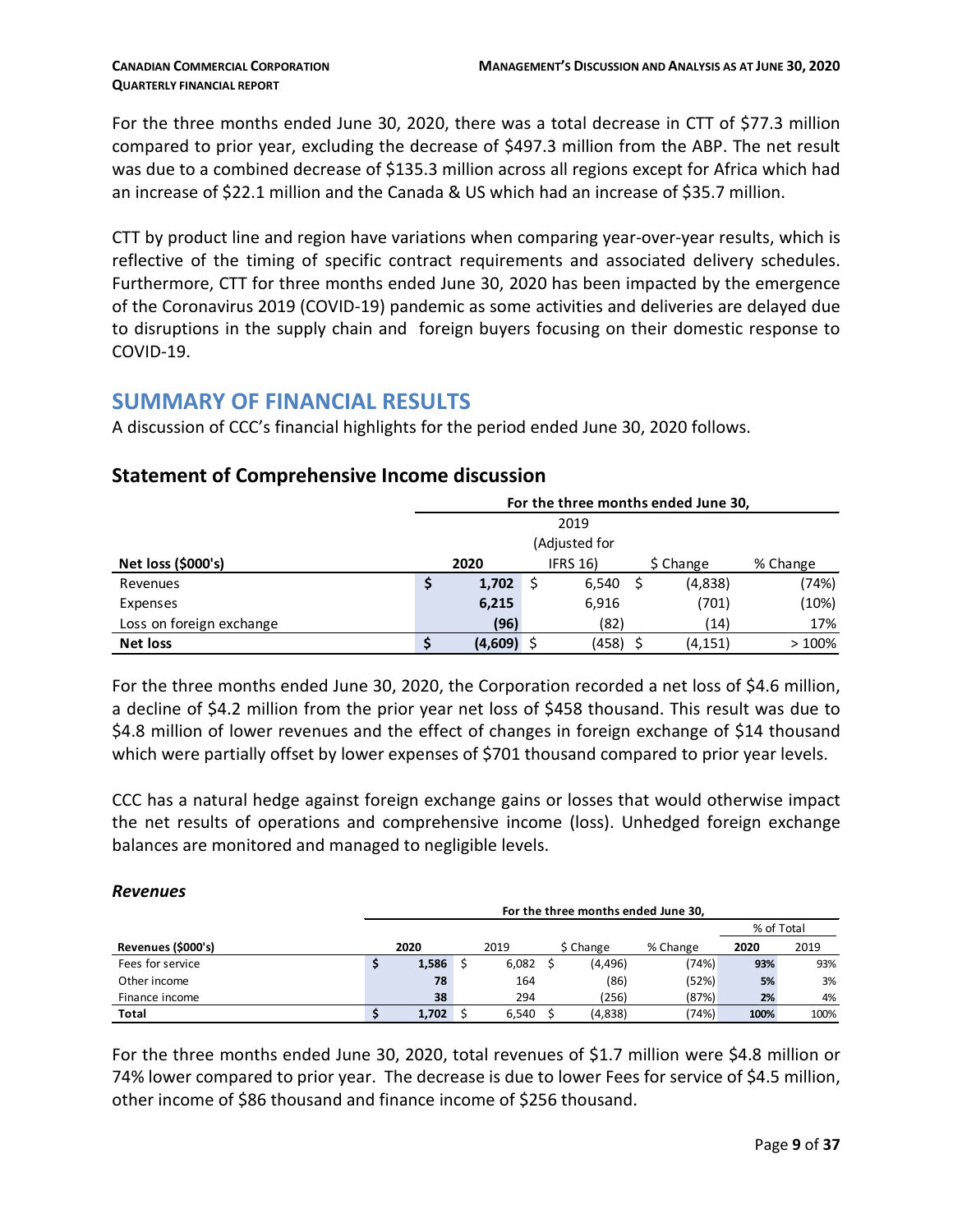For the three months ended June 30, 2020, there was a total decrease in CTT of $77.3 million compared to prior year, excluding the decrease of $497.3 million from the ABP. The net result was due to a combined decrease of $135.3 million across all regions except for Africa which had an increase of $22.1 million and the Canada & US which had an increase of $35.7 million.

CTT by product line and region have variations when comparing year-over-year results, which is reflective of the timing of specific contract requirements and associated delivery schedules. Furthermore, CTT for three months ended June 30, 2020 has been impacted by the emergence of the Coronavirus 2019 (COVID-19) pandemic as some activities and deliveries are delayed due to disruptions in the supply chain and foreign buyers focusing on their domestic response to COVID-19.

# SUMMARY OF FINANCIAL RESULTS

A discussion of CCC's financial highlights for the period ended June 30, 2020 follows.

## Statement of Comprehensive Income discussion

| | For the three months ended June 30, | | | |
|---|---|---|---|---|
| **Net loss ($000's)** | **2020** | 2019 (Adjusted for IFRS 16) | $ Change | % Change |
| Revenues | $ **1,702** | $ 6,540 | $ (4,838) | (74%) |
| Expenses | **6,215** | 6,916 | (701) | (10%) |
| Loss on foreign exchange | **(96)** | (82) | (14) | 17% |
| **Net loss** | $ **(4,609)** | $ (458) | $ (4,151) | > 100% |

For the three months ended June 30, 2020, the Corporation recorded a net loss of $4.6 million, a decline of $4.2 million from the prior year net loss of $458 thousand. This result was due to $4.8 million of lower revenues and the effect of changes in foreign exchange of $14 thousand which were partially offset by lower expenses of $701 thousand compared to prior year levels.

CCC has a natural hedge against foreign exchange gains or losses that would otherwise impact the net results of operations and comprehensive income (loss). Unhedged foreign exchange balances are monitored and managed to negligible levels.

### *Revenues*

| | For the three months ended June 30, | | | | | |
|---|---|---|---|---|---|---|
| | | | | | % of Total | |
| **Revenues ($000's)** | **2020** | 2019 | $ Change | % Change | **2020** | 2019 |
| Fees for service | $ **1,586** | $ 6,082 | $ (4,496) | (74%) | **93%** | 93% |
| Other income | **78** | 164 | (86) | (52%) | **5%** | 3% |
| Finance income | **38** | 294 | (256) | (87%) | **2%** | 4% |
| **Total** | $ **1,702** | $ 6,540 | $ (4,838) | (74%) | **100%** | 100% |

For the three months ended June 30, 2020, total revenues of $1.7 million were $4.8 million or 74% lower compared to prior year. The decrease is due to lower Fees for service of $4.5 million, other income of $86 thousand and finance income of $256 thousand.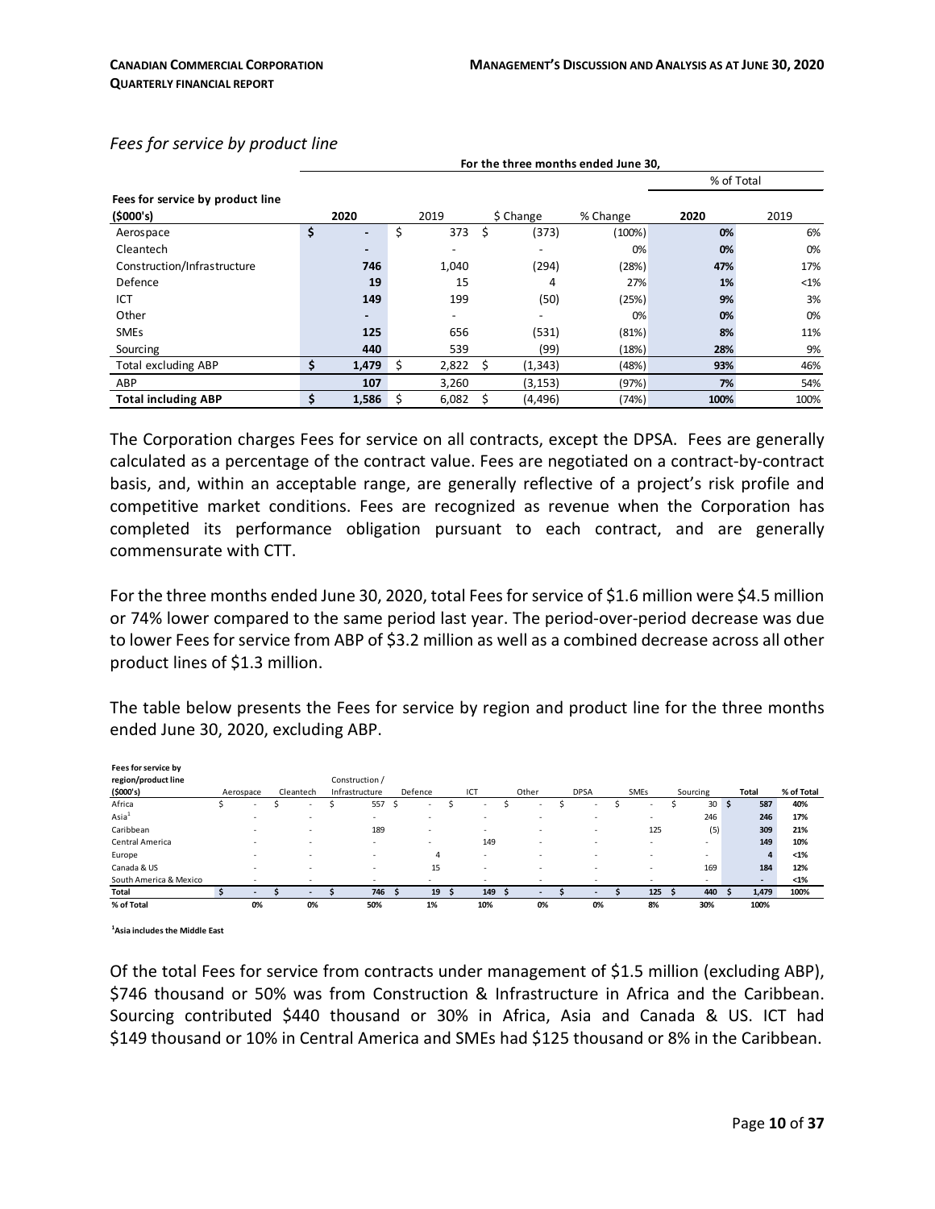*Fees for service by product line*

| Fees for service by product line ($000's) | For the three months ended June 30, | | | | % of Total | |
|---|---|---|---|---|---|---|
| | **2020** | 2019 | $ Change | % Change | **2020** | 2019 |
| Aerospace | **$ -** | $ 373 | $ (373) | (100%) | **0%** | 6% |
| Cleantech | **-** | - | - | 0% | **0%** | 0% |
| Construction/Infrastructure | **746** | 1,040 | (294) | (28%) | **47%** | 17% |
| Defence | **19** | 15 | 4 | 27% | **1%** | <1% |
| ICT | **149** | 199 | (50) | (25%) | **9%** | 3% |
| Other | **-** | - | - | 0% | **0%** | 0% |
| SMEs | **125** | 656 | (531) | (81%) | **8%** | 11% |
| Sourcing | **440** | 539 | (99) | (18%) | **28%** | 9% |
| Total excluding ABP | **$ 1,479** | $ 2,822 | $ (1,343) | (48%) | **93%** | 46% |
| ABP | **107** | 3,260 | (3,153) | (97%) | **7%** | 54% |
| **Total including ABP** | **$ 1,586** | $ 6,082 | $ (4,496) | (74%) | **100%** | 100% |

The Corporation charges Fees for service on all contracts, except the DPSA. Fees are generally calculated as a percentage of the contract value. Fees are negotiated on a contract-by-contract basis, and, within an acceptable range, are generally reflective of a project's risk profile and competitive market conditions. Fees are recognized as revenue when the Corporation has completed its performance obligation pursuant to each contract, and are generally commensurate with CTT.

For the three months ended June 30, 2020, total Fees for service of $1.6 million were $4.5 million or 74% lower compared to the same period last year. The period-over-period decrease was due to lower Fees for service from ABP of $3.2 million as well as a combined decrease across all other product lines of $1.3 million.

The table below presents the Fees for service by region and product line for the three months ended June 30, 2020, excluding ABP.

| Fees for service by region/product line ($000's) | Aerospace | Cleantech | Construction / Infrastructure | Defence | ICT | Other | DPSA | SMEs | Sourcing | Total | % of Total |
|---|---|---|---|---|---|---|---|---|---|---|---|
| Africa | $ - | $ - | $ 557 | $ - | $ - | $ - | $ - | $ - | $ 30 | $ 587 | 40% |
| Asia[1] | - | - | - | - | - | - | - | - | 246 | 246 | 17% |
| Caribbean | - | - | 189 | - | - | - | - | 125 | (5) | 309 | 21% |
| Central America | - | - | - | - | 149 | - | - | - | - | 149 | 10% |
| Europe | - | - | - | 4 | - | - | - | - | - | 4 | <1% |
| Canada & US | - | - | - | 15 | - | - | - | - | 169 | 184 | 12% |
| South America & Mexico | - | - | - | - | - | - | - | - | - | - | <1% |
| **Total** | **$ -** | **$ -** | **$ 746** | **$ 19** | **$ 149** | **$ -** | **$ -** | **$ 125** | **$ 440** | **$ 1,479** | **100%** |
| **% of Total** | **0%** | **0%** | **50%** | **1%** | **10%** | **0%** | **0%** | **8%** | **30%** | **100%** | |

[1]**Asia includes the Middle East**

Of the total Fees for service from contracts under management of $1.5 million (excluding ABP), $746 thousand or 50% was from Construction & Infrastructure in Africa and the Caribbean. Sourcing contributed $440 thousand or 30% in Africa, Asia and Canada & US. ICT had $149 thousand or 10% in Central America and SMEs had $125 thousand or 8% in the Caribbean.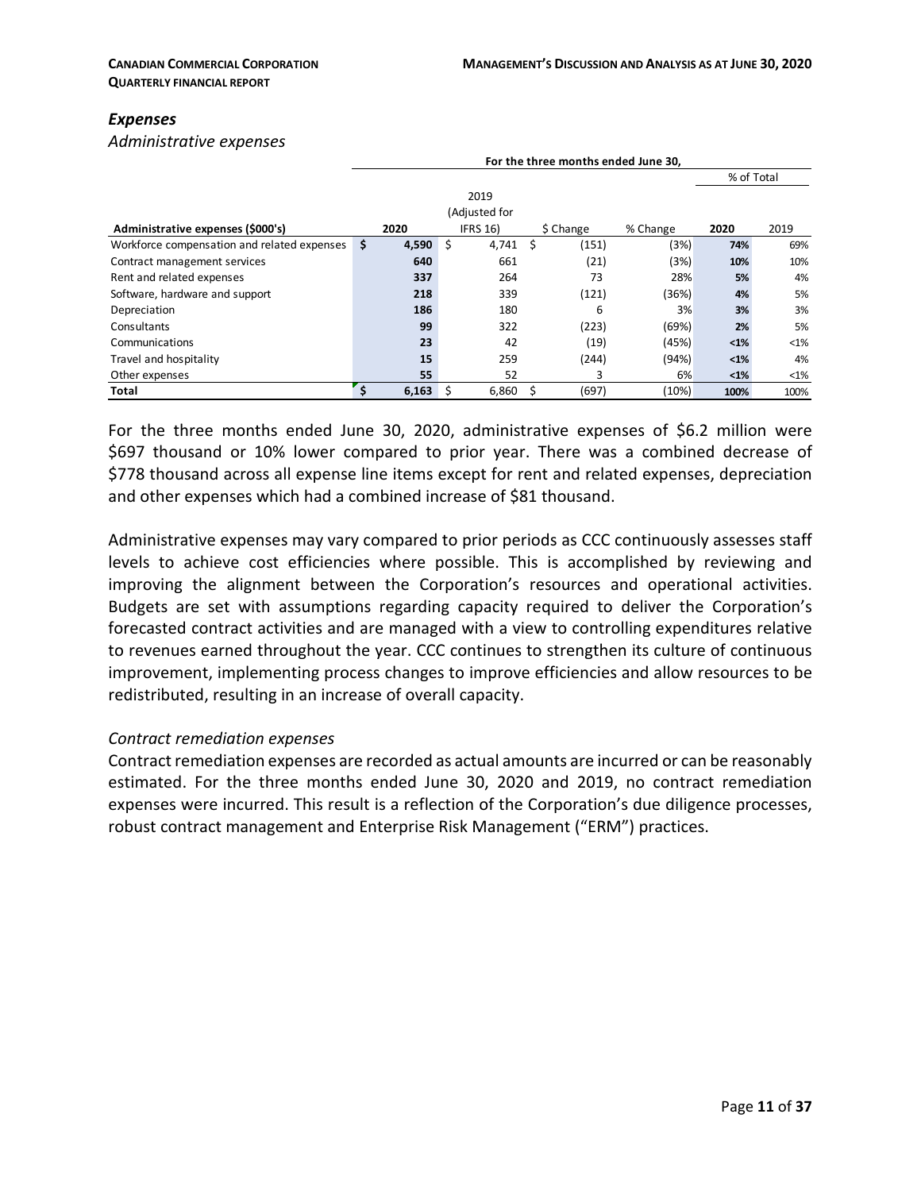## *Expenses*

*Administrative expenses*

| | For the three months ended June 30, | | | | | |
|---|---|---|---|---|---|---|
| | | | | | % of Total | |
| **Administrative expenses ($000's)** | **2020** | 2019 (Adjusted for IFRS 16) | $ Change | % Change | **2020** | 2019 |
| Workforce compensation and related expenses | **$ 4,590** | $ 4,741 | $ (151) | (3%) | **74%** | 69% |
| Contract management services | **640** | 661 | (21) | (3%) | **10%** | 10% |
| Rent and related expenses | **337** | 264 | 73 | 28% | **5%** | 4% |
| Software, hardware and support | **218** | 339 | (121) | (36%) | **4%** | 5% |
| Depreciation | **186** | 180 | 6 | 3% | **3%** | 3% |
| Consultants | **99** | 322 | (223) | (69%) | **2%** | 5% |
| Communications | **23** | 42 | (19) | (45%) | **<1%** | <1% |
| Travel and hospitality | **15** | 259 | (244) | (94%) | **<1%** | 4% |
| Other expenses | **55** | 52 | 3 | 6% | **<1%** | <1% |
| **Total** | **$ 6,163** | $ 6,860 | $ (697) | (10%) | **100%** | 100% |

For the three months ended June 30, 2020, administrative expenses of $6.2 million were $697 thousand or 10% lower compared to prior year. There was a combined decrease of $778 thousand across all expense line items except for rent and related expenses, depreciation and other expenses which had a combined increase of $81 thousand.

Administrative expenses may vary compared to prior periods as CCC continuously assesses staff levels to achieve cost efficiencies where possible. This is accomplished by reviewing and improving the alignment between the Corporation's resources and operational activities. Budgets are set with assumptions regarding capacity required to deliver the Corporation's forecasted contract activities and are managed with a view to controlling expenditures relative to revenues earned throughout the year. CCC continues to strengthen its culture of continuous improvement, implementing process changes to improve efficiencies and allow resources to be redistributed, resulting in an increase of overall capacity.

*Contract remediation expenses*

Contract remediation expenses are recorded as actual amounts are incurred or can be reasonably estimated. For the three months ended June 30, 2020 and 2019, no contract remediation expenses were incurred. This result is a reflection of the Corporation's due diligence processes, robust contract management and Enterprise Risk Management ("ERM") practices.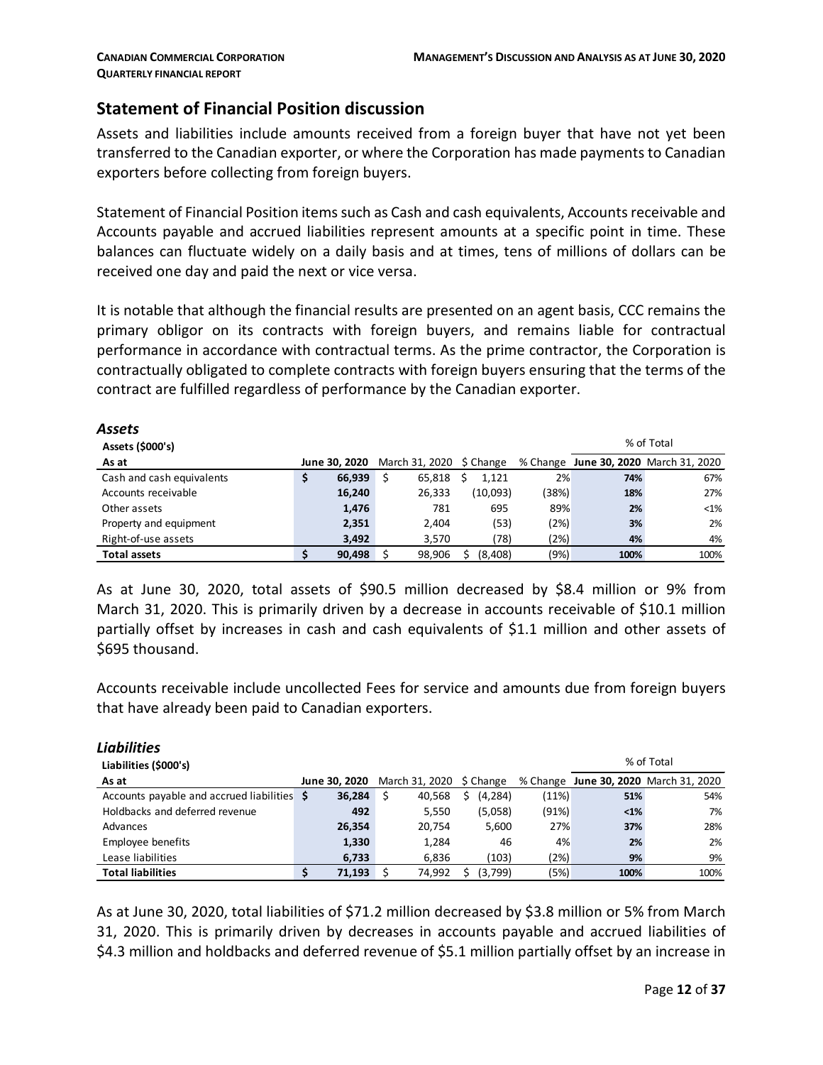## Statement of Financial Position discussion

Assets and liabilities include amounts received from a foreign buyer that have not yet been transferred to the Canadian exporter, or where the Corporation has made payments to Canadian exporters before collecting from foreign buyers.

Statement of Financial Position items such as Cash and cash equivalents, Accounts receivable and Accounts payable and accrued liabilities represent amounts at a specific point in time. These balances can fluctuate widely on a daily basis and at times, tens of millions of dollars can be received one day and paid the next or vice versa.

It is notable that although the financial results are presented on an agent basis, CCC remains the primary obligor on its contracts with foreign buyers, and remains liable for contractual performance in accordance with contractual terms. As the prime contractor, the Corporation is contractually obligated to complete contracts with foreign buyers ensuring that the terms of the contract are fulfilled regardless of performance by the Canadian exporter.

### *Assets*

| Assets ($000's) | | | | | % of Total | |
|---|---|---|---|---|---|---|
| **As at** | **June 30, 2020** | March 31, 2020 | $ Change | % Change | **June 30, 2020** | March 31, 2020 |
| Cash and cash equivalents | $ **66,939** | $ 65,818 | $ 1,121 | 2% | **74%** | 67% |
| Accounts receivable | **16,240** | 26,333 | (10,093) | (38%) | **18%** | 27% |
| Other assets | **1,476** | 781 | 695 | 89% | **2%** | <1% |
| Property and equipment | **2,351** | 2,404 | (53) | (2%) | **3%** | 2% |
| Right-of-use assets | **3,492** | 3,570 | (78) | (2%) | **4%** | 4% |
| **Total assets** | $ **90,498** | $ 98,906 | $ (8,408) | (9%) | **100%** | 100% |

As at June 30, 2020, total assets of $90.5 million decreased by $8.4 million or 9% from March 31, 2020. This is primarily driven by a decrease in accounts receivable of $10.1 million partially offset by increases in cash and cash equivalents of $1.1 million and other assets of $695 thousand.

Accounts receivable include uncollected Fees for service and amounts due from foreign buyers that have already been paid to Canadian exporters.

### *Liabilities*

| Liabilities ($000's) | | | | | % of Total | |
|---|---|---|---|---|---|---|
| **As at** | **June 30, 2020** | March 31, 2020 | $ Change | % Change | **June 30, 2020** | March 31, 2020 |
| Accounts payable and accrued liabilities | $ **36,284** | $ 40,568 | $ (4,284) | (11%) | **51%** | 54% |
| Holdbacks and deferred revenue | **492** | 5,550 | (5,058) | (91%) | **<1%** | 7% |
| Advances | **26,354** | 20,754 | 5,600 | 27% | **37%** | 28% |
| Employee benefits | **1,330** | 1,284 | 46 | 4% | **2%** | 2% |
| Lease liabilities | **6,733** | 6,836 | (103) | (2%) | **9%** | 9% |
| **Total liabilities** | $ **71,193** | $ 74,992 | $ (3,799) | (5%) | **100%** | 100% |

As at June 30, 2020, total liabilities of $71.2 million decreased by $3.8 million or 5% from March 31, 2020. This is primarily driven by decreases in accounts payable and accrued liabilities of $4.3 million and holdbacks and deferred revenue of $5.1 million partially offset by an increase in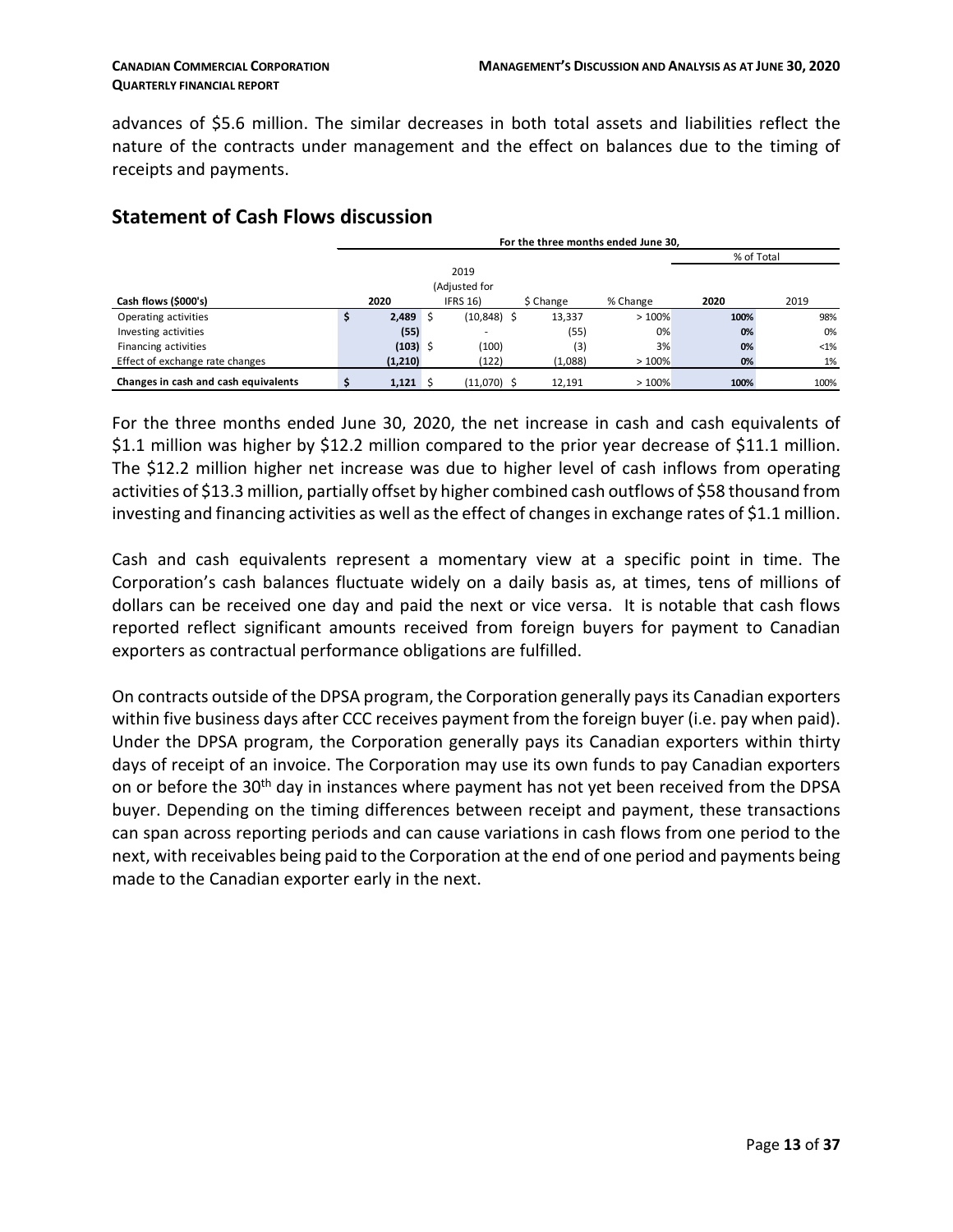advances of $5.6 million. The similar decreases in both total assets and liabilities reflect the nature of the contracts under management and the effect on balances due to the timing of receipts and payments.

## Statement of Cash Flows discussion

| | For the three months ended June 30, | | | | | |
|---|---|---|---|---|---|---|
| | | | | | % of Total | |
| Cash flows ($000's) | 2020 | 2019 (Adjusted for IFRS 16) | $ Change | % Change | 2020 | 2019 |
| Operating activities | $ **2,489** | $ (10,848) | $ 13,337 | > 100% | **100%** | 98% |
| Investing activities | **(55)** | - | (55) | 0% | **0%** | 0% |
| Financing activities | **(103)** | $ (100) | (3) | 3% | **0%** | <1% |
| Effect of exchange rate changes | **(1,210)** | (122) | (1,088) | > 100% | **0%** | 1% |
| **Changes in cash and cash equivalents** | $ **1,121** | $ (11,070) | $ 12,191 | > 100% | **100%** | 100% |

For the three months ended June 30, 2020, the net increase in cash and cash equivalents of $1.1 million was higher by $12.2 million compared to the prior year decrease of $11.1 million. The $12.2 million higher net increase was due to higher level of cash inflows from operating activities of $13.3 million, partially offset by higher combined cash outflows of $58 thousand from investing and financing activities as well as the effect of changes in exchange rates of $1.1 million.

Cash and cash equivalents represent a momentary view at a specific point in time. The Corporation's cash balances fluctuate widely on a daily basis as, at times, tens of millions of dollars can be received one day and paid the next or vice versa. It is notable that cash flows reported reflect significant amounts received from foreign buyers for payment to Canadian exporters as contractual performance obligations are fulfilled.

On contracts outside of the DPSA program, the Corporation generally pays its Canadian exporters within five business days after CCC receives payment from the foreign buyer (i.e. pay when paid). Under the DPSA program, the Corporation generally pays its Canadian exporters within thirty days of receipt of an invoice. The Corporation may use its own funds to pay Canadian exporters on or before the 30th day in instances where payment has not yet been received from the DPSA buyer. Depending on the timing differences between receipt and payment, these transactions can span across reporting periods and can cause variations in cash flows from one period to the next, with receivables being paid to the Corporation at the end of one period and payments being made to the Canadian exporter early in the next.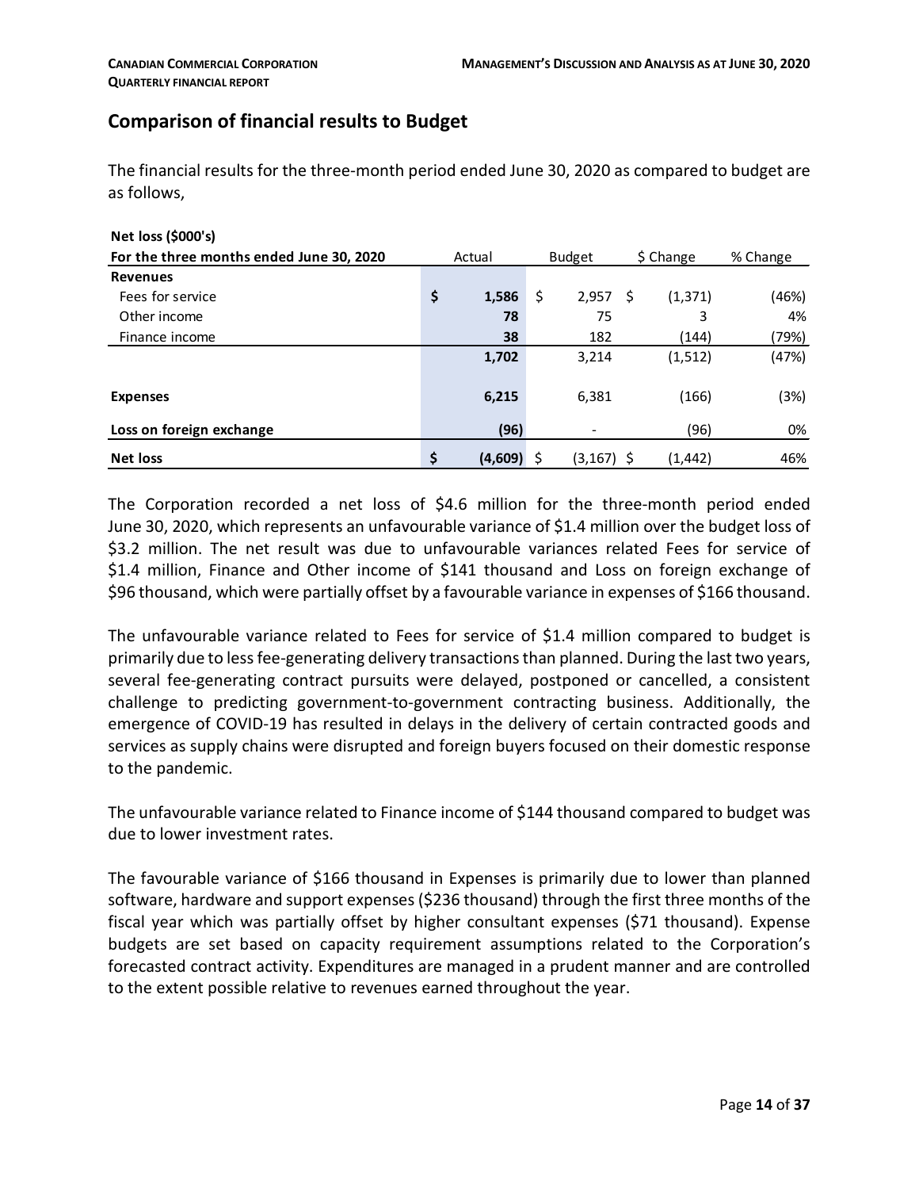## Comparison of financial results to Budget

The financial results for the three-month period ended June 30, 2020 as compared to budget are as follows,

| Net loss ($000's)<br>For the three months ended June 30, 2020 | Actual | Budget | $ Change | % Change |
|---|---|---|---|---|
| **Revenues** | | | | |
| Fees for service | **$ 1,586** | $ 2,957 | $ (1,371) | (46%) |
| Other income | **78** | 75 | 3 | 4% |
| Finance income | **38** | 182 | (144) | (79%) |
| | **1,702** | 3,214 | (1,512) | (47%) |
| **Expenses** | **6,215** | 6,381 | (166) | (3%) |
| **Loss on foreign exchange** | **(96)** | - | (96) | 0% |
| **Net loss** | **$ (4,609)** | $ (3,167) | $ (1,442) | 46% |

The Corporation recorded a net loss of $4.6 million for the three-month period ended June 30, 2020, which represents an unfavourable variance of $1.4 million over the budget loss of $3.2 million. The net result was due to unfavourable variances related Fees for service of $1.4 million, Finance and Other income of $141 thousand and Loss on foreign exchange of $96 thousand, which were partially offset by a favourable variance in expenses of $166 thousand.

The unfavourable variance related to Fees for service of $1.4 million compared to budget is primarily due to less fee-generating delivery transactions than planned. During the last two years, several fee-generating contract pursuits were delayed, postponed or cancelled, a consistent challenge to predicting government-to-government contracting business. Additionally, the emergence of COVID-19 has resulted in delays in the delivery of certain contracted goods and services as supply chains were disrupted and foreign buyers focused on their domestic response to the pandemic.

The unfavourable variance related to Finance income of $144 thousand compared to budget was due to lower investment rates.

The favourable variance of $166 thousand in Expenses is primarily due to lower than planned software, hardware and support expenses ($236 thousand) through the first three months of the fiscal year which was partially offset by higher consultant expenses ($71 thousand). Expense budgets are set based on capacity requirement assumptions related to the Corporation's forecasted contract activity. Expenditures are managed in a prudent manner and are controlled to the extent possible relative to revenues earned throughout the year.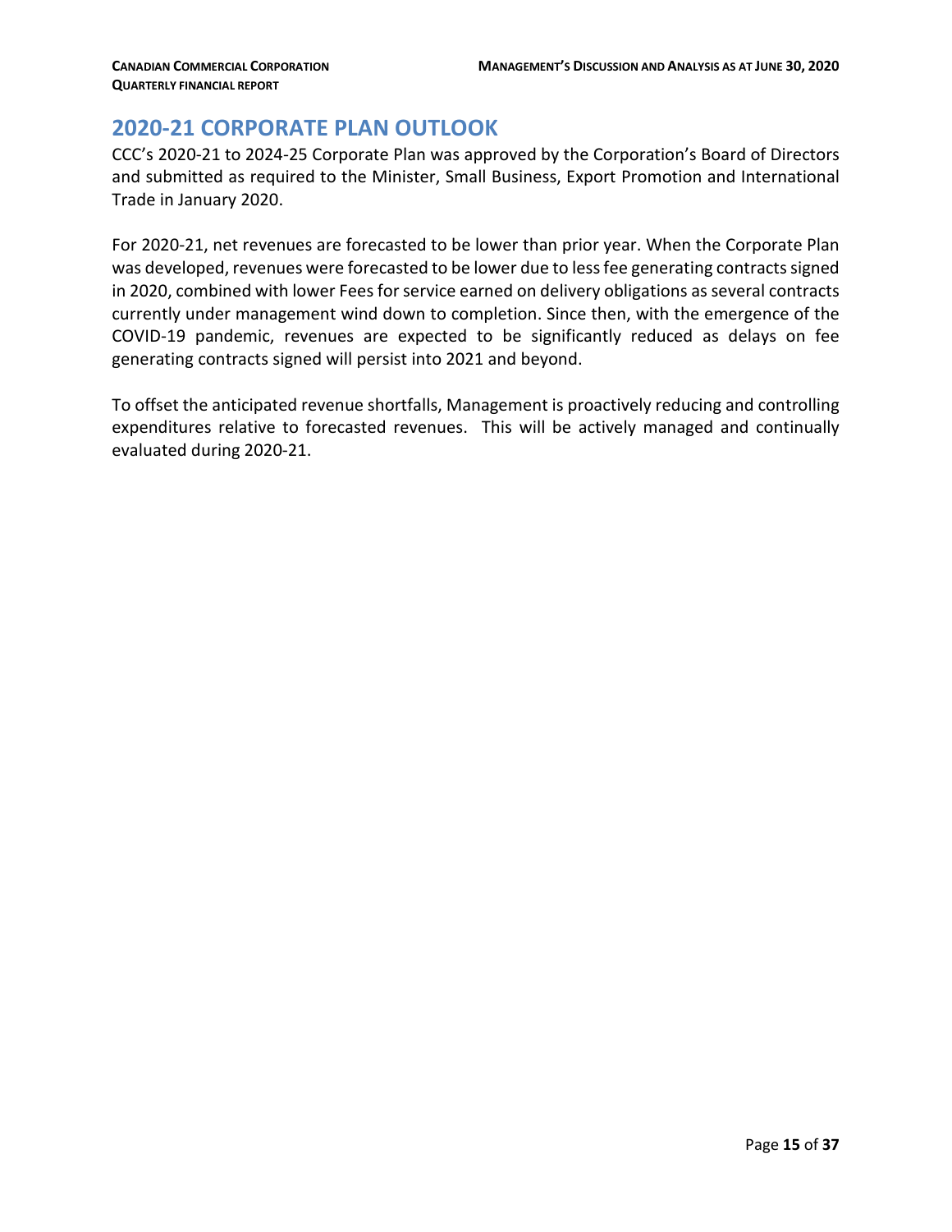## 2020-21 CORPORATE PLAN OUTLOOK

CCC's 2020-21 to 2024-25 Corporate Plan was approved by the Corporation's Board of Directors and submitted as required to the Minister, Small Business, Export Promotion and International Trade in January 2020.

For 2020-21, net revenues are forecasted to be lower than prior year. When the Corporate Plan was developed, revenues were forecasted to be lower due to less fee generating contracts signed in 2020, combined with lower Fees for service earned on delivery obligations as several contracts currently under management wind down to completion. Since then, with the emergence of the COVID-19 pandemic, revenues are expected to be significantly reduced as delays on fee generating contracts signed will persist into 2021 and beyond.

To offset the anticipated revenue shortfalls, Management is proactively reducing and controlling expenditures relative to forecasted revenues. This will be actively managed and continually evaluated during 2020-21.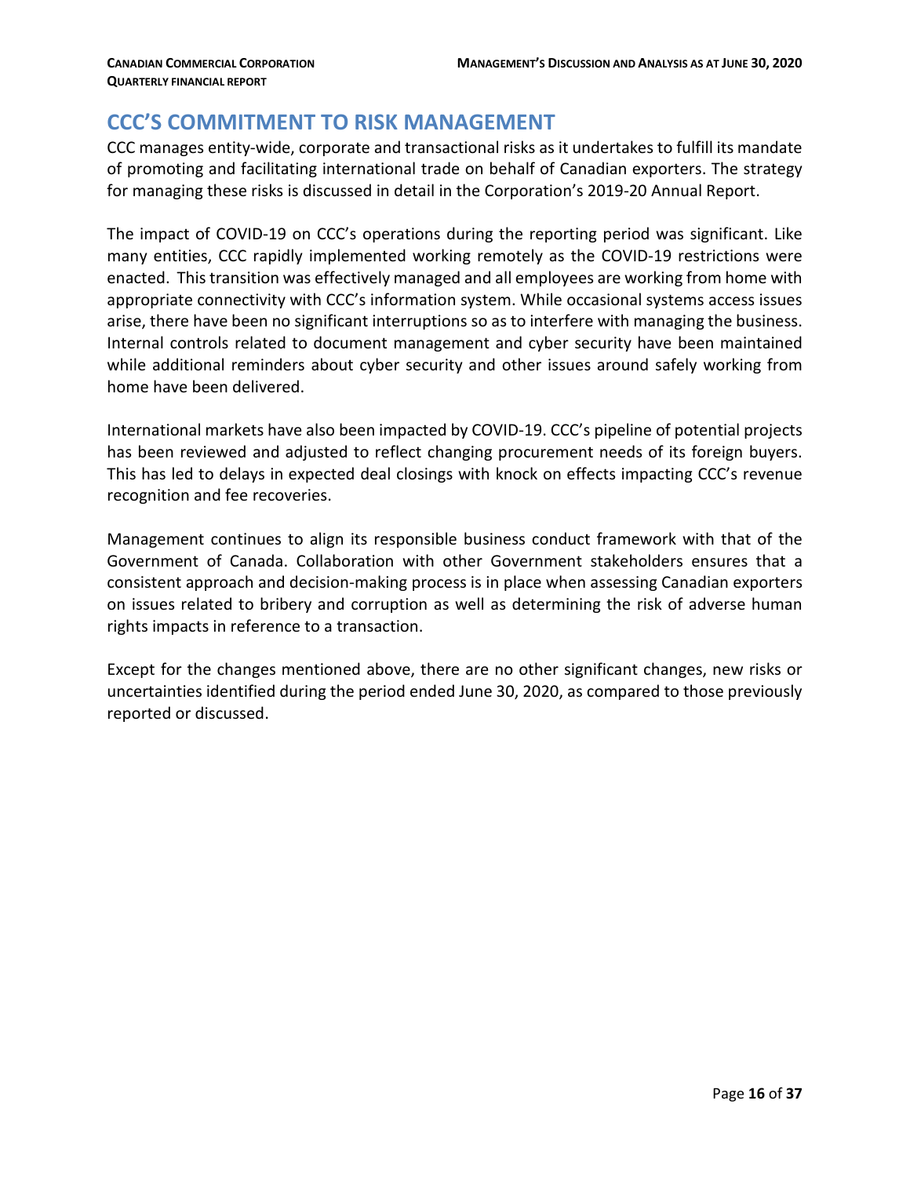## CCC'S COMMITMENT TO RISK MANAGEMENT

CCC manages entity-wide, corporate and transactional risks as it undertakes to fulfill its mandate of promoting and facilitating international trade on behalf of Canadian exporters. The strategy for managing these risks is discussed in detail in the Corporation's 2019-20 Annual Report.

The impact of COVID-19 on CCC's operations during the reporting period was significant. Like many entities, CCC rapidly implemented working remotely as the COVID-19 restrictions were enacted. This transition was effectively managed and all employees are working from home with appropriate connectivity with CCC's information system. While occasional systems access issues arise, there have been no significant interruptions so as to interfere with managing the business. Internal controls related to document management and cyber security have been maintained while additional reminders about cyber security and other issues around safely working from home have been delivered.

International markets have also been impacted by COVID-19. CCC's pipeline of potential projects has been reviewed and adjusted to reflect changing procurement needs of its foreign buyers. This has led to delays in expected deal closings with knock on effects impacting CCC's revenue recognition and fee recoveries.

Management continues to align its responsible business conduct framework with that of the Government of Canada. Collaboration with other Government stakeholders ensures that a consistent approach and decision-making process is in place when assessing Canadian exporters on issues related to bribery and corruption as well as determining the risk of adverse human rights impacts in reference to a transaction.

Except for the changes mentioned above, there are no other significant changes, new risks or uncertainties identified during the period ended June 30, 2020, as compared to those previously reported or discussed.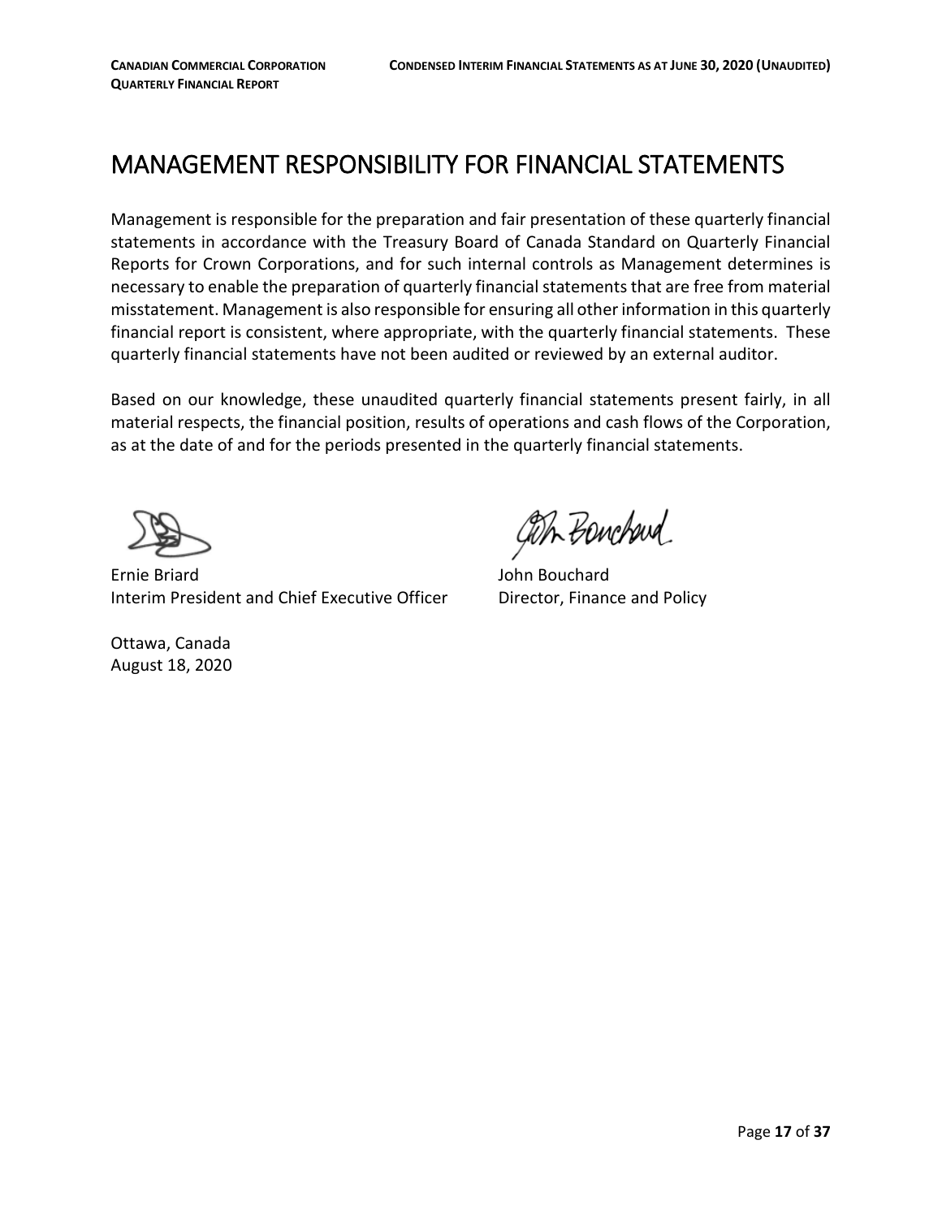# MANAGEMENT RESPONSIBILITY FOR FINANCIAL STATEMENTS

Management is responsible for the preparation and fair presentation of these quarterly financial statements in accordance with the Treasury Board of Canada Standard on Quarterly Financial Reports for Crown Corporations, and for such internal controls as Management determines is necessary to enable the preparation of quarterly financial statements that are free from material misstatement. Management is also responsible for ensuring all other information in this quarterly financial report is consistent, where appropriate, with the quarterly financial statements. These quarterly financial statements have not been audited or reviewed by an external auditor.

Based on our knowledge, these unaudited quarterly financial statements present fairly, in all material respects, the financial position, results of operations and cash flows of the Corporation, as at the date of and for the periods presented in the quarterly financial statements.

Ernie Briard
Interim President and Chief Executive Officer

John Bouchard
Director, Finance and Policy

Ottawa, Canada
August 18, 2020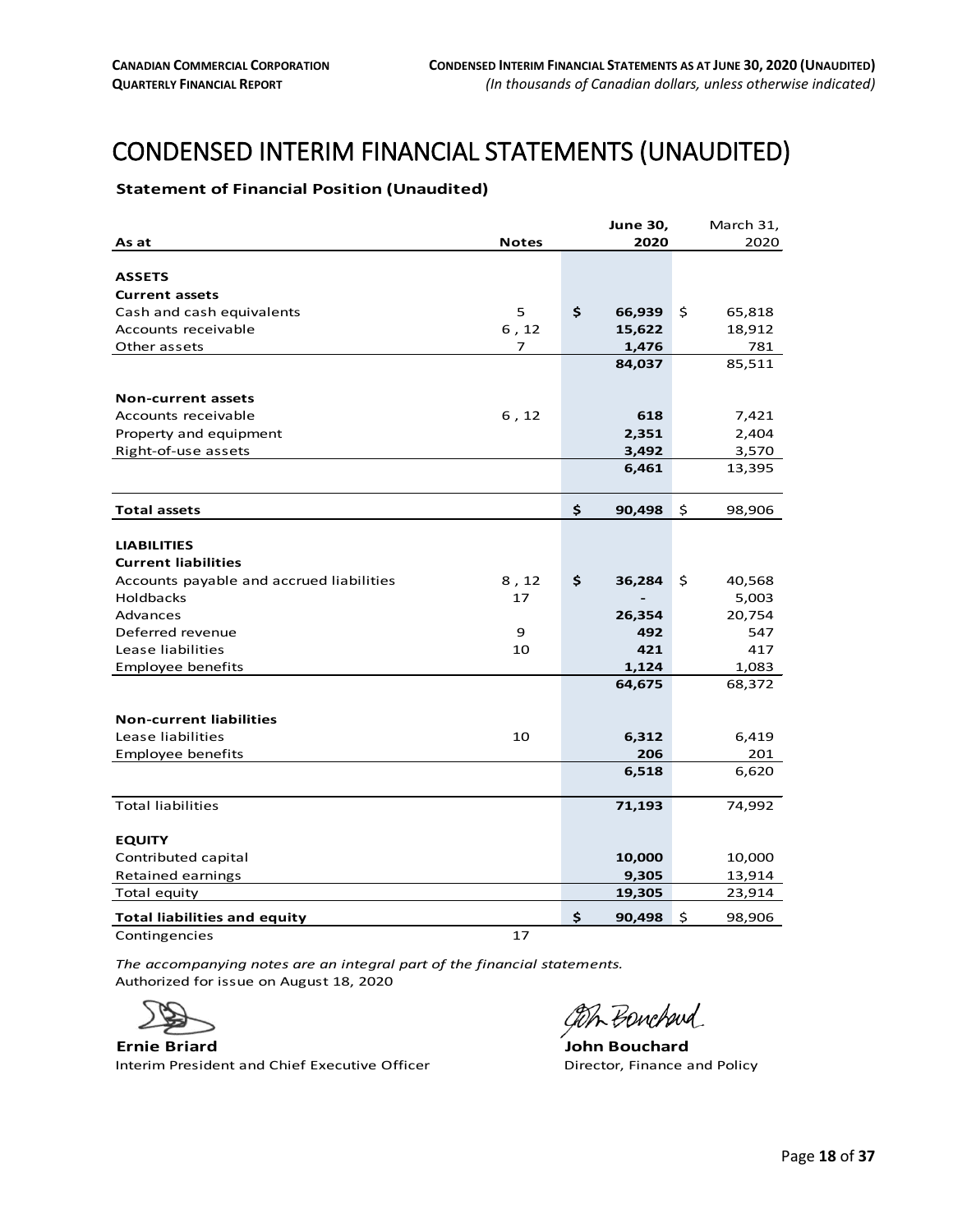# CONDENSED INTERIM FINANCIAL STATEMENTS (UNAUDITED)

**Statement of Financial Position (Unaudited)**

| As at | Notes | June 30, 2020 | March 31, 2020 |
|---|---|---|---|
| **ASSETS** | | | |
| **Current assets** | | | |
| Cash and cash equivalents | 5 | **$ 66,939** | $ 65,818 |
| Accounts receivable | 6 , 12 | **15,622** | 18,912 |
| Other assets | 7 | **1,476** | 781 |
| | | **84,037** | 85,511 |
| **Non-current assets** | | | |
| Accounts receivable | 6 , 12 | **618** | 7,421 |
| Property and equipment | | **2,351** | 2,404 |
| Right-of-use assets | | **3,492** | 3,570 |
| | | **6,461** | 13,395 |
| **Total assets** | | **$ 90,498** | $ 98,906 |
| **LIABILITIES** | | | |
| **Current liabilities** | | | |
| Accounts payable and accrued liabilities | 8 , 12 | **$ 36,284** | $ 40,568 |
| Holdbacks | 17 | **-** | 5,003 |
| Advances | | **26,354** | 20,754 |
| Deferred revenue | 9 | **492** | 547 |
| Lease liabilities | 10 | **421** | 417 |
| Employee benefits | | **1,124** | 1,083 |
| | | **64,675** | 68,372 |
| **Non-current liabilities** | | | |
| Lease liabilities | 10 | **6,312** | 6,419 |
| Employee benefits | | **206** | 201 |
| | | **6,518** | 6,620 |
| Total liabilities | | **71,193** | 74,992 |
| **EQUITY** | | | |
| Contributed capital | | **10,000** | 10,000 |
| Retained earnings | | **9,305** | 13,914 |
| Total equity | | **19,305** | 23,914 |
| **Total liabilities and equity** | | **$ 90,498** | $ 98,906 |
| Contingencies | 17 | | |

*The accompanying notes are an integral part of the financial statements.*
Authorized for issue on August 18, 2020

**Ernie Briard**
Interim President and Chief Executive Officer

**John Bouchard**
Director, Finance and Policy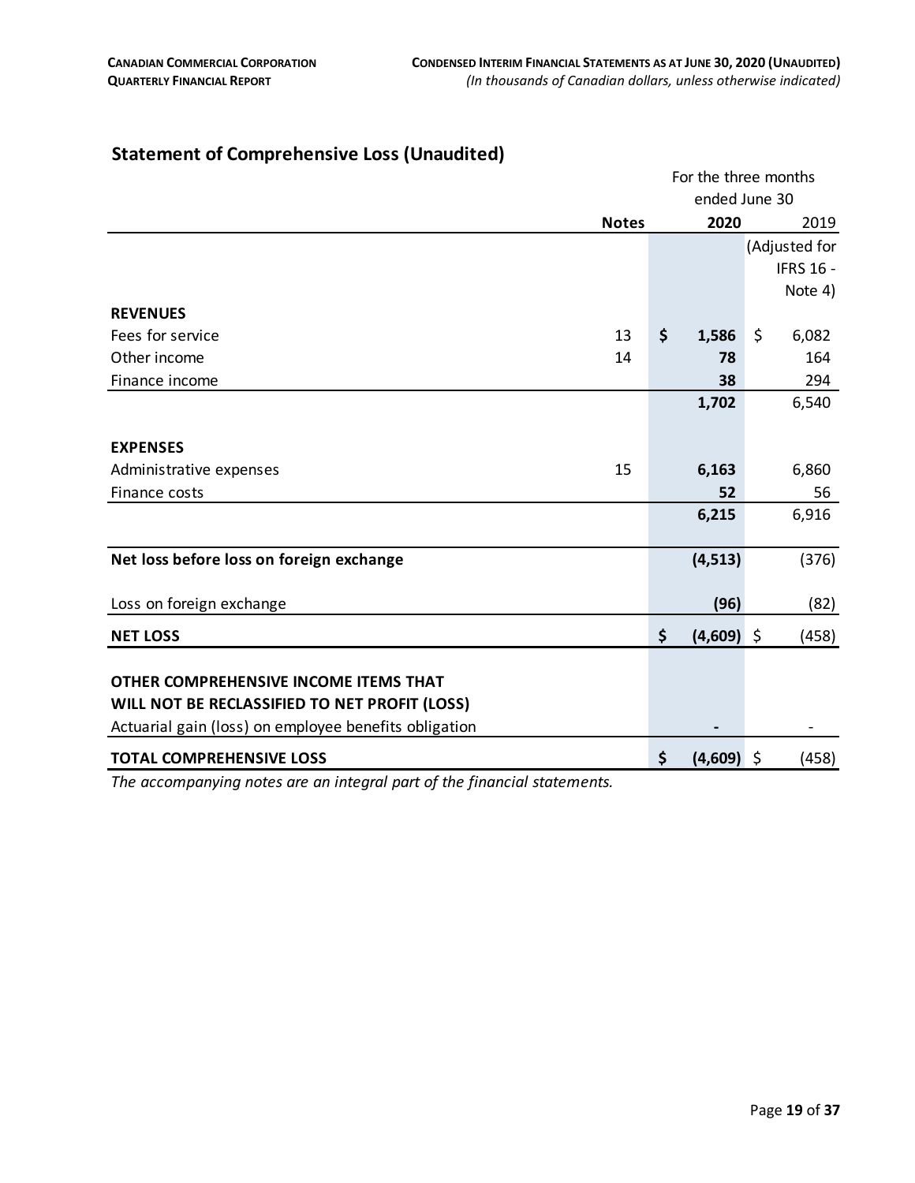## Statement of Comprehensive Loss (Unaudited)

| | Notes | For the three months ended June 30 2020 | 2019 (Adjusted for IFRS 16 - Note 4) |
|---|---|---|---|
| **REVENUES** | | | |
| Fees for service | 13 | **$ 1,586** | $ 6,082 |
| Other income | 14 | **78** | 164 |
| Finance income | | **38** | 294 |
| | | **1,702** | 6,540 |
| **EXPENSES** | | | |
| Administrative expenses | 15 | **6,163** | 6,860 |
| Finance costs | | **52** | 56 |
| | | **6,215** | 6,916 |
| **Net loss before loss on foreign exchange** | | **(4,513)** | (376) |
| Loss on foreign exchange | | **(96)** | (82) |
| **NET LOSS** | | **$ (4,609)** | $ (458) |
| **OTHER COMPREHENSIVE INCOME ITEMS THAT WILL NOT BE RECLASSIFIED TO NET PROFIT (LOSS)** | | | |
| Actuarial gain (loss) on employee benefits obligation | | **-** | - |
| **TOTAL COMPREHENSIVE LOSS** | | **$ (4,609)** | $ (458) |

*The accompanying notes are an integral part of the financial statements.*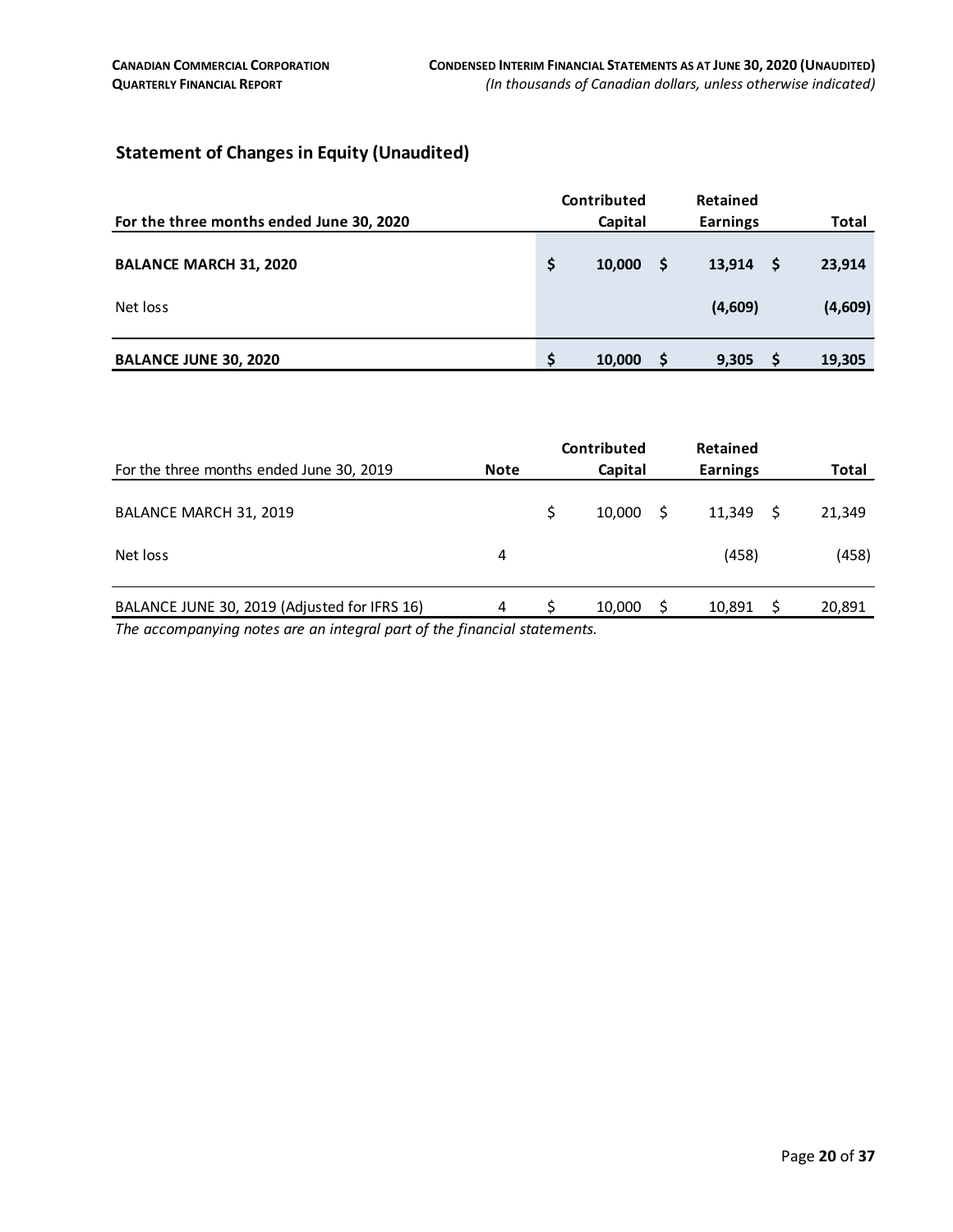## Statement of Changes in Equity (Unaudited)

| For the three months ended June 30, 2020 | | Contributed Capital | | Retained Earnings | | Total |
|---|---|---|---|---|---|---|
| **BALANCE MARCH 31, 2020** | **$** | **10,000** | **$** | **13,914** | **$** | **23,914** |
| Net loss | | | | **(4,609)** | | **(4,609)** |
| **BALANCE JUNE 30, 2020** | **$** | **10,000** | **$** | **9,305** | **$** | **19,305** |

| For the three months ended June 30, 2019 | Note | | Contributed Capital | | Retained Earnings | | Total |
|---|---|---|---|---|---|---|---|
| BALANCE MARCH 31, 2019 | | $ | 10,000 | $ | 11,349 | $ | 21,349 |
| Net loss | 4 | | | | (458) | | (458) |
| BALANCE JUNE 30, 2019 (Adjusted for IFRS 16) | 4 | $ | 10,000 | $ | 10,891 | $ | 20,891 |

*The accompanying notes are an integral part of the financial statements.*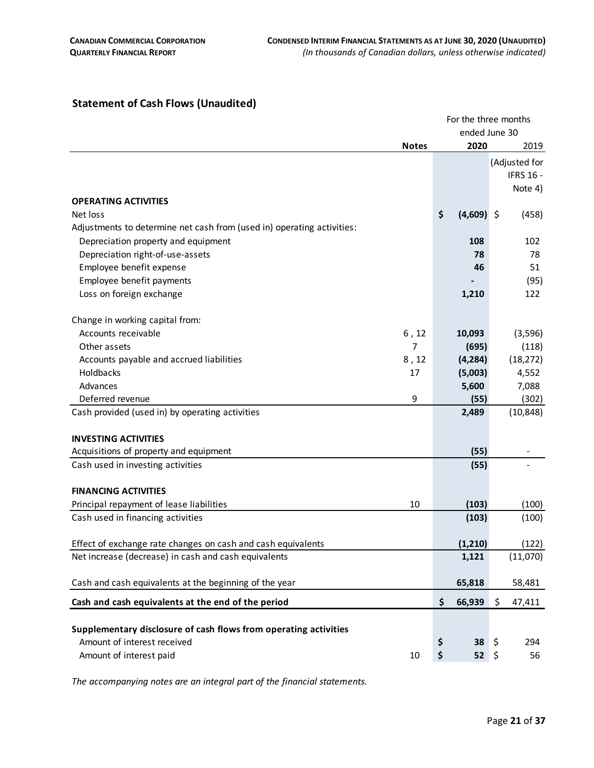## Statement of Cash Flows (Unaudited)

| | Notes | For the three months ended June 30 2020 | 2019 (Adjusted for IFRS 16 - Note 4) |
|---|---|---|---|
| **OPERATING ACTIVITIES** | | | |
| Net loss | | **$ (4,609)** | $ (458) |
| Adjustments to determine net cash from (used in) operating activities: | | | |
| Depreciation property and equipment | | **108** | 102 |
| Depreciation right-of-use-assets | | **78** | 78 |
| Employee benefit expense | | **46** | 51 |
| Employee benefit payments | | **-** | (95) |
| Loss on foreign exchange | | **1,210** | 122 |
| Change in working capital from: | | | |
| Accounts receivable | 6 , 12 | **10,093** | (3,596) |
| Other assets | 7 | **(695)** | (118) |
| Accounts payable and accrued liabilities | 8 , 12 | **(4,284)** | (18,272) |
| Holdbacks | 17 | **(5,003)** | 4,552 |
| Advances | | **5,600** | 7,088 |
| Deferred revenue | 9 | **(55)** | (302) |
| Cash provided (used in) by operating activities | | **2,489** | (10,848) |
| **INVESTING ACTIVITIES** | | | |
| Acquisitions of property and equipment | | **(55)** | - |
| Cash used in investing activities | | **(55)** | - |
| **FINANCING ACTIVITIES** | | | |
| Principal repayment of lease liabilities | 10 | **(103)** | (100) |
| Cash used in financing activities | | **(103)** | (100) |
| Effect of exchange rate changes on cash and cash equivalents | | **(1,210)** | (122) |
| Net increase (decrease) in cash and cash equivalents | | **1,121** | (11,070) |
| Cash and cash equivalents at the beginning of the year | | **65,818** | 58,481 |
| **Cash and cash equivalents at the end of the period** | | **$ 66,939** | **$ 47,411** |
| **Supplementary disclosure of cash flows from operating activities** | | | |
| Amount of interest received | | **$ 38** | $ 294 |
| Amount of interest paid | 10 | **$ 52** | $ 56 |

*The accompanying notes are an integral part of the financial statements.*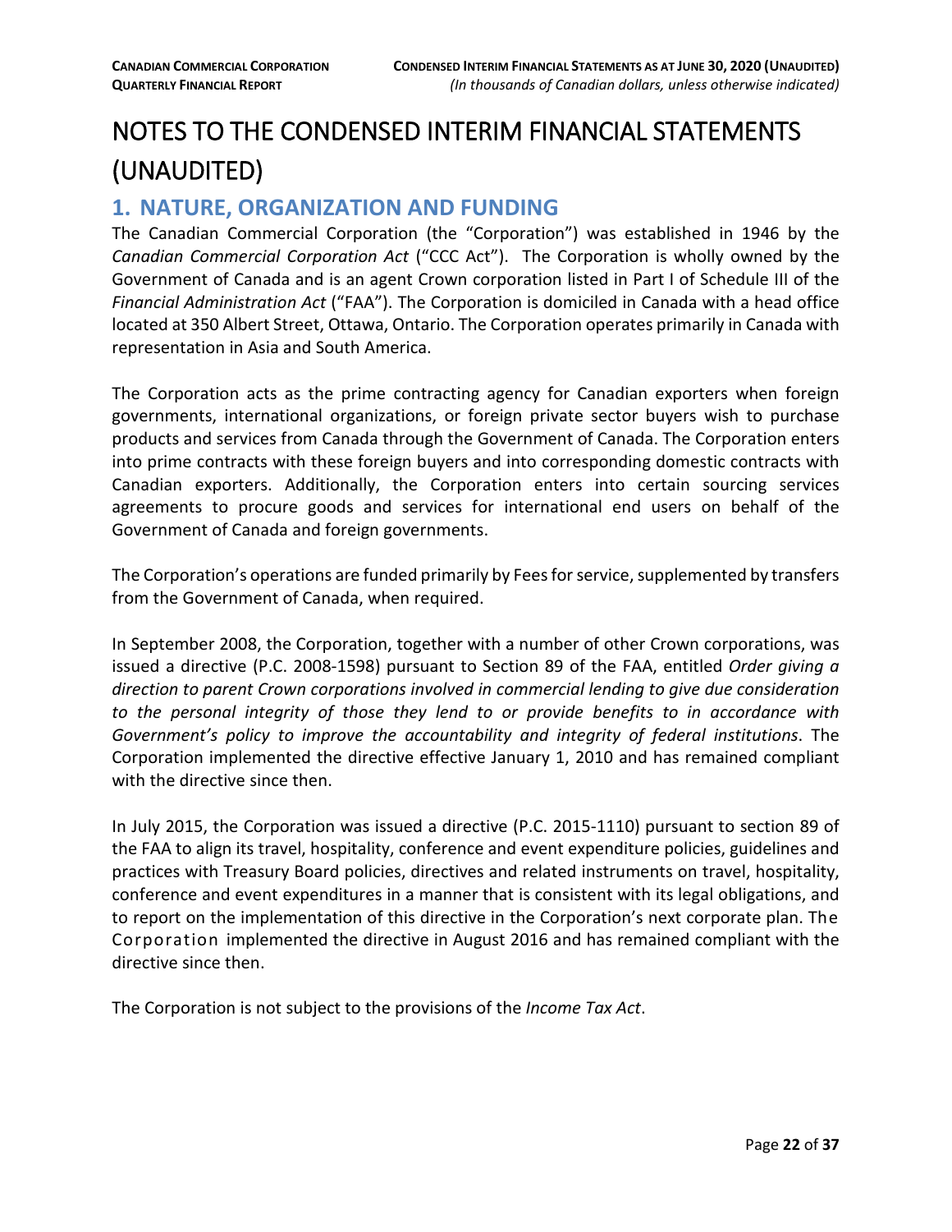# NOTES TO THE CONDENSED INTERIM FINANCIAL STATEMENTS (UNAUDITED)

## 1. NATURE, ORGANIZATION AND FUNDING

The Canadian Commercial Corporation (the "Corporation") was established in 1946 by the *Canadian Commercial Corporation Act* ("CCC Act"). The Corporation is wholly owned by the Government of Canada and is an agent Crown corporation listed in Part I of Schedule III of the *Financial Administration Act* ("FAA"). The Corporation is domiciled in Canada with a head office located at 350 Albert Street, Ottawa, Ontario. The Corporation operates primarily in Canada with representation in Asia and South America.

The Corporation acts as the prime contracting agency for Canadian exporters when foreign governments, international organizations, or foreign private sector buyers wish to purchase products and services from Canada through the Government of Canada. The Corporation enters into prime contracts with these foreign buyers and into corresponding domestic contracts with Canadian exporters. Additionally, the Corporation enters into certain sourcing services agreements to procure goods and services for international end users on behalf of the Government of Canada and foreign governments.

The Corporation's operations are funded primarily by Fees for service, supplemented by transfers from the Government of Canada, when required.

In September 2008, the Corporation, together with a number of other Crown corporations, was issued a directive (P.C. 2008-1598) pursuant to Section 89 of the FAA, entitled *Order giving a direction to parent Crown corporations involved in commercial lending to give due consideration to the personal integrity of those they lend to or provide benefits to in accordance with Government's policy to improve the accountability and integrity of federal institutions*. The Corporation implemented the directive effective January 1, 2010 and has remained compliant with the directive since then.

In July 2015, the Corporation was issued a directive (P.C. 2015-1110) pursuant to section 89 of the FAA to align its travel, hospitality, conference and event expenditure policies, guidelines and practices with Treasury Board policies, directives and related instruments on travel, hospitality, conference and event expenditures in a manner that is consistent with its legal obligations, and to report on the implementation of this directive in the Corporation's next corporate plan. The Corporation implemented the directive in August 2016 and has remained compliant with the directive since then.

The Corporation is not subject to the provisions of the *Income Tax Act*.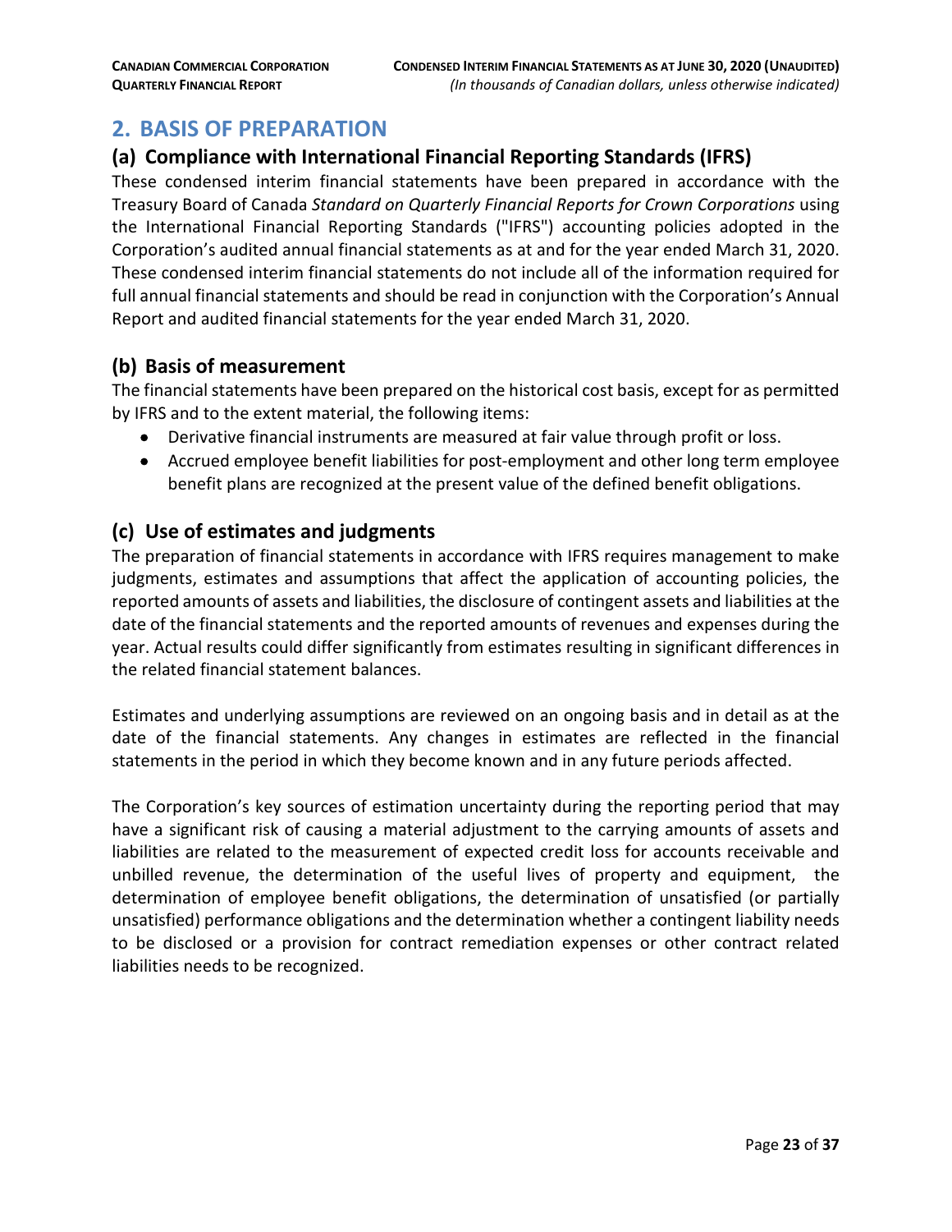## 2. BASIS OF PREPARATION

### (a) Compliance with International Financial Reporting Standards (IFRS)

These condensed interim financial statements have been prepared in accordance with the Treasury Board of Canada *Standard on Quarterly Financial Reports for Crown Corporations* using the International Financial Reporting Standards ("IFRS") accounting policies adopted in the Corporation's audited annual financial statements as at and for the year ended March 31, 2020. These condensed interim financial statements do not include all of the information required for full annual financial statements and should be read in conjunction with the Corporation's Annual Report and audited financial statements for the year ended March 31, 2020.

### (b) Basis of measurement

The financial statements have been prepared on the historical cost basis, except for as permitted by IFRS and to the extent material, the following items:

- Derivative financial instruments are measured at fair value through profit or loss.
- Accrued employee benefit liabilities for post-employment and other long term employee benefit plans are recognized at the present value of the defined benefit obligations.

### (c) Use of estimates and judgments

The preparation of financial statements in accordance with IFRS requires management to make judgments, estimates and assumptions that affect the application of accounting policies, the reported amounts of assets and liabilities, the disclosure of contingent assets and liabilities at the date of the financial statements and the reported amounts of revenues and expenses during the year. Actual results could differ significantly from estimates resulting in significant differences in the related financial statement balances.

Estimates and underlying assumptions are reviewed on an ongoing basis and in detail as at the date of the financial statements. Any changes in estimates are reflected in the financial statements in the period in which they become known and in any future periods affected.

The Corporation's key sources of estimation uncertainty during the reporting period that may have a significant risk of causing a material adjustment to the carrying amounts of assets and liabilities are related to the measurement of expected credit loss for accounts receivable and unbilled revenue, the determination of the useful lives of property and equipment, the determination of employee benefit obligations, the determination of unsatisfied (or partially unsatisfied) performance obligations and the determination whether a contingent liability needs to be disclosed or a provision for contract remediation expenses or other contract related liabilities needs to be recognized.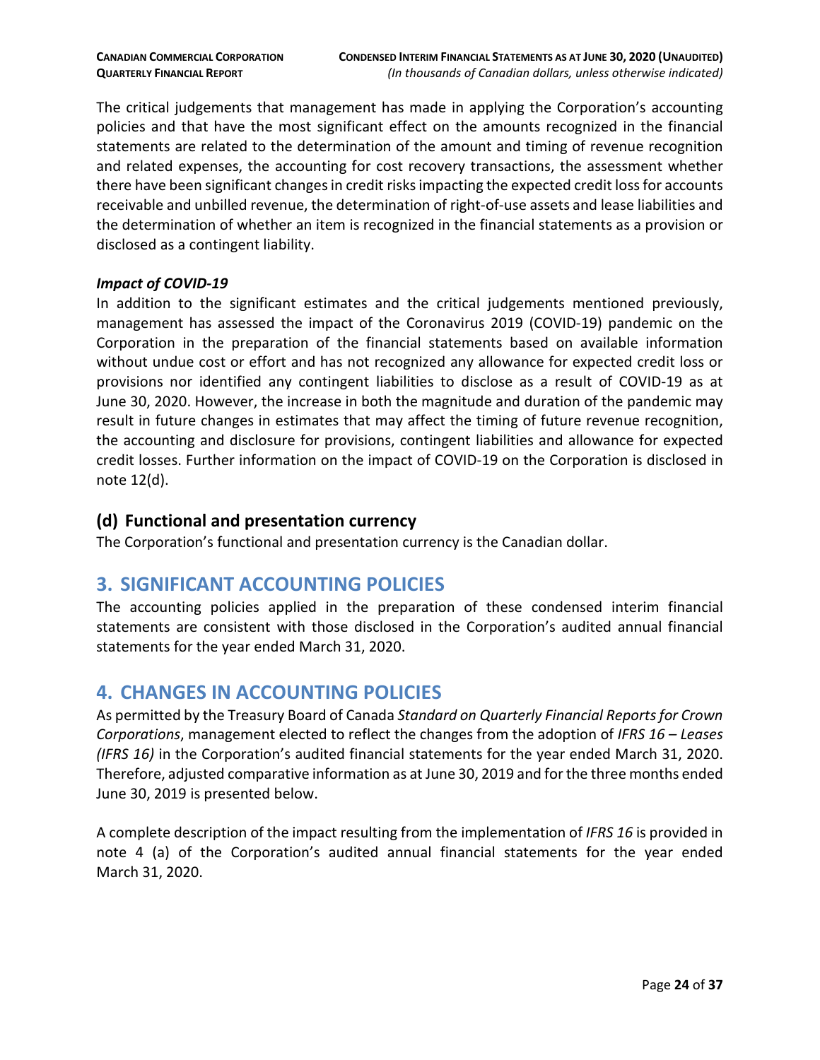The critical judgements that management has made in applying the Corporation's accounting policies and that have the most significant effect on the amounts recognized in the financial statements are related to the determination of the amount and timing of revenue recognition and related expenses, the accounting for cost recovery transactions, the assessment whether there have been significant changes in credit risks impacting the expected credit loss for accounts receivable and unbilled revenue, the determination of right-of-use assets and lease liabilities and the determination of whether an item is recognized in the financial statements as a provision or disclosed as a contingent liability.

***Impact of COVID-19***

In addition to the significant estimates and the critical judgements mentioned previously, management has assessed the impact of the Coronavirus 2019 (COVID-19) pandemic on the Corporation in the preparation of the financial statements based on available information without undue cost or effort and has not recognized any allowance for expected credit loss or provisions nor identified any contingent liabilities to disclose as a result of COVID-19 as at June 30, 2020. However, the increase in both the magnitude and duration of the pandemic may result in future changes in estimates that may affect the timing of future revenue recognition, the accounting and disclosure for provisions, contingent liabilities and allowance for expected credit losses. Further information on the impact of COVID-19 on the Corporation is disclosed in note 12(d).

### (d) Functional and presentation currency

The Corporation's functional and presentation currency is the Canadian dollar.

## 3. SIGNIFICANT ACCOUNTING POLICIES

The accounting policies applied in the preparation of these condensed interim financial statements are consistent with those disclosed in the Corporation's audited annual financial statements for the year ended March 31, 2020.

## 4. CHANGES IN ACCOUNTING POLICIES

As permitted by the Treasury Board of Canada *Standard on Quarterly Financial Reports for Crown Corporations*, management elected to reflect the changes from the adoption of *IFRS 16 – Leases (IFRS 16)* in the Corporation's audited financial statements for the year ended March 31, 2020. Therefore, adjusted comparative information as at June 30, 2019 and for the three months ended June 30, 2019 is presented below.

A complete description of the impact resulting from the implementation of *IFRS 16* is provided in note 4 (a) of the Corporation's audited annual financial statements for the year ended March 31, 2020.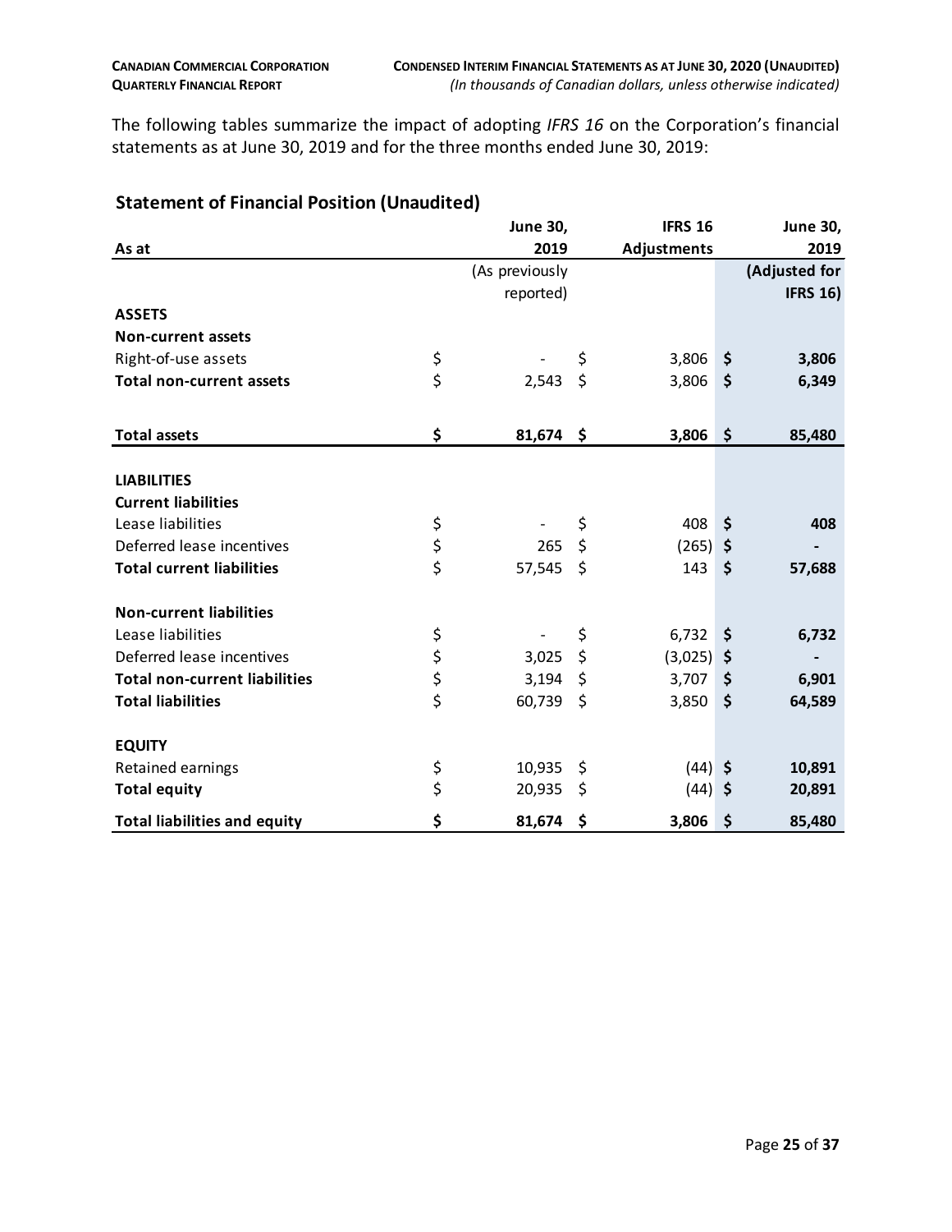The following tables summarize the impact of adopting *IFRS 16* on the Corporation's financial statements as at June 30, 2019 and for the three months ended June 30, 2019:

## Statement of Financial Position (Unaudited)

| As at | June 30, 2019 (As previously reported) | IFRS 16 Adjustments | June 30, 2019 (Adjusted for IFRS 16) |
|---|---|---|---|
| **ASSETS** | | | |
| **Non-current assets** | | | |
| Right-of-use assets | $ - | $ 3,806 | **$ 3,806** |
| **Total non-current assets** | $ 2,543 | $ 3,806 | **$ 6,349** |
| | | | |
| **Total assets** | **$ 81,674** | **$ 3,806** | **$ 85,480** |
| | | | |
| **LIABILITIES** | | | |
| **Current liabilities** | | | |
| Lease liabilities | $ - | $ 408 | **$ 408** |
| Deferred lease incentives | $ 265 | $ (265) | **$ -** |
| **Total current liabilities** | $ 57,545 | $ 143 | **$ 57,688** |
| | | | |
| **Non-current liabilities** | | | |
| Lease liabilities | $ - | $ 6,732 | **$ 6,732** |
| Deferred lease incentives | $ 3,025 | $ (3,025) | **$ -** |
| **Total non-current liabilities** | $ 3,194 | $ 3,707 | **$ 6,901** |
| **Total liabilities** | $ 60,739 | $ 3,850 | **$ 64,589** |
| | | | |
| **EQUITY** | | | |
| Retained earnings | $ 10,935 | $ (44) | **$ 10,891** |
| **Total equity** | $ 20,935 | $ (44) | **$ 20,891** |
| **Total liabilities and equity** | **$ 81,674** | **$ 3,806** | **$ 85,480** |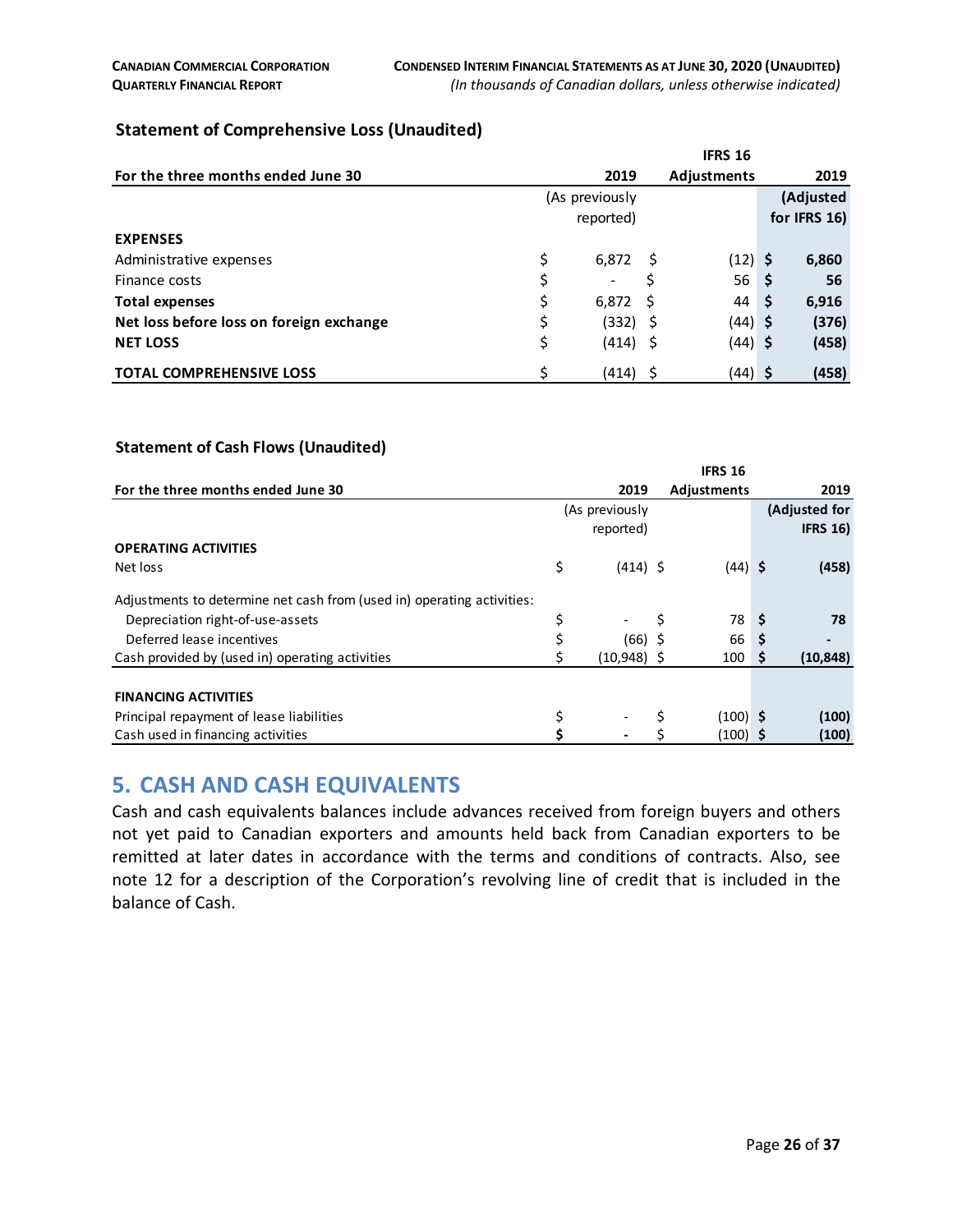### Statement of Comprehensive Loss (Unaudited)

| For the three months ended June 30 | 2019 (As previously reported) | IFRS 16 Adjustments | 2019 (Adjusted for IFRS 16) |
|---|---|---|---|
| **EXPENSES** | | | |
| Administrative expenses | $ 6,872 | $ (12) | **$ 6,860** |
| Finance costs | $ - | $ 56 | **$ 56** |
| **Total expenses** | $ 6,872 | $ 44 | **$ 6,916** |
| **Net loss before loss on foreign exchange** | $ (332) | $ (44) | **$ (376)** |
| **NET LOSS** | $ (414) | $ (44) | **$ (458)** |
| **TOTAL COMPREHENSIVE LOSS** | $ (414) | $ (44) | **$ (458)** |

### Statement of Cash Flows (Unaudited)

| For the three months ended June 30 | 2019 (As previously reported) | IFRS 16 Adjustments | 2019 (Adjusted for IFRS 16) |
|---|---|---|---|
| **OPERATING ACTIVITIES** | | | |
| Net loss | $ (414) | $ (44) | **$ (458)** |
| Adjustments to determine net cash from (used in) operating activities: | | | |
| Depreciation right-of-use-assets | $ - | $ 78 | **$ 78** |
| Deferred lease incentives | $ (66) | $ 66 | **$ -** |
| Cash provided by (used in) operating activities | $ (10,948) | $ 100 | **$ (10,848)** |
| **FINANCING ACTIVITIES** | | | |
| Principal repayment of lease liabilities | $ - | $ (100) | **$ (100)** |
| Cash used in financing activities | **$ -** | $ (100) | **$ (100)** |

## 5. CASH AND CASH EQUIVALENTS

Cash and cash equivalents balances include advances received from foreign buyers and others not yet paid to Canadian exporters and amounts held back from Canadian exporters to be remitted at later dates in accordance with the terms and conditions of contracts. Also, see note 12 for a description of the Corporation's revolving line of credit that is included in the balance of Cash.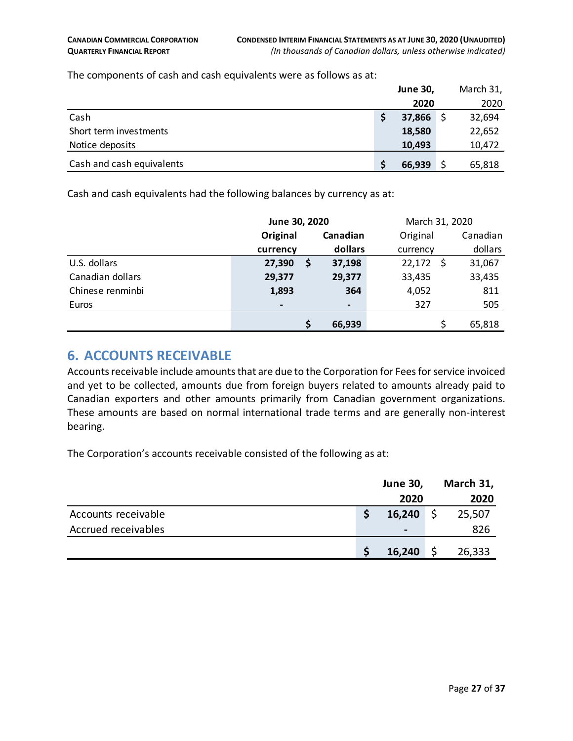The components of cash and cash equivalents were as follows as at:

| | June 30, 2020 | March 31, 2020 |
|---|---|---|
| Cash | $ 37,866 | $ 32,694 |
| Short term investments | 18,580 | 22,652 |
| Notice deposits | 10,493 | 10,472 |
| Cash and cash equivalents | $ 66,939 | $ 65,818 |

Cash and cash equivalents had the following balances by currency as at:

| | June 30, 2020 | | March 31, 2020 | |
|---|---|---|---|---|
| | Original currency | Canadian dollars | Original currency | Canadian dollars |
| U.S. dollars | 27,390 | $ 37,198 | 22,172 | $ 31,067 |
| Canadian dollars | 29,377 | 29,377 | 33,435 | 33,435 |
| Chinese renminbi | 1,893 | 364 | 4,052 | 811 |
| Euros | - | - | 327 | 505 |
| | | $ 66,939 | | $ 65,818 |

## 6. ACCOUNTS RECEIVABLE

Accounts receivable include amounts that are due to the Corporation for Fees for service invoiced and yet to be collected, amounts due from foreign buyers related to amounts already paid to Canadian exporters and other amounts primarily from Canadian government organizations. These amounts are based on normal international trade terms and are generally non-interest bearing.

The Corporation's accounts receivable consisted of the following as at:

| | June 30, 2020 | March 31, 2020 |
|---|---|---|
| Accounts receivable | $ 16,240 | $ 25,507 |
| Accrued receivables | - | 826 |
| | $ 16,240 | $ 26,333 |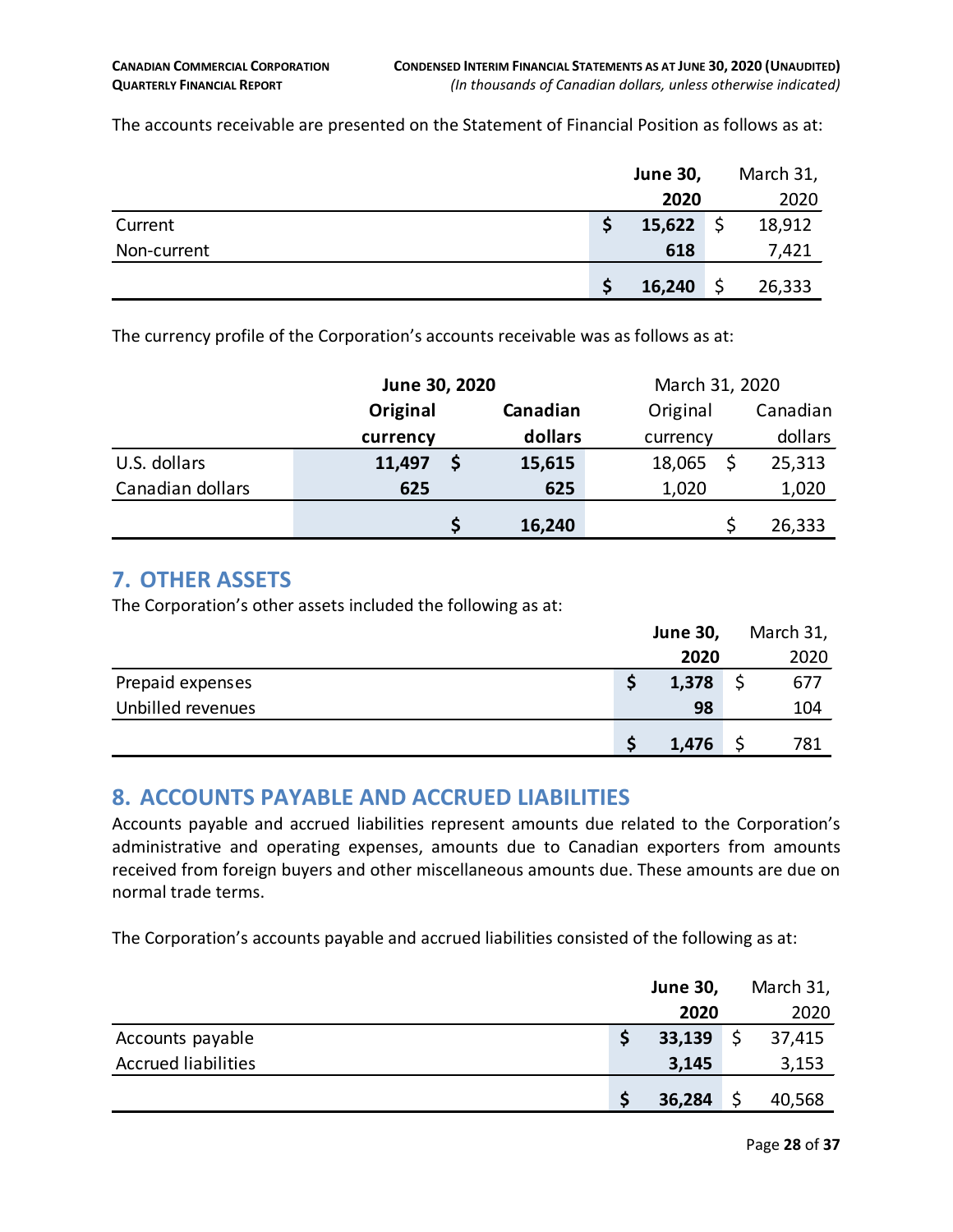The accounts receivable are presented on the Statement of Financial Position as follows as at:

| | June 30, 2020 | March 31, 2020 |
|---|---|---|
| Current | $ 15,622 | $ 18,912 |
| Non-current | 618 | 7,421 |
| | $ 16,240 | $ 26,333 |

The currency profile of the Corporation's accounts receivable was as follows as at:

| | June 30, 2020 | | March 31, 2020 | |
|---|---|---|---|---|
| | Original currency | Canadian dollars | Original currency | Canadian dollars |
| U.S. dollars | 11,497 | $ 15,615 | 18,065 | $ 25,313 |
| Canadian dollars | 625 | 625 | 1,020 | 1,020 |
| | | $ 16,240 | | $ 26,333 |

## 7. OTHER ASSETS

The Corporation's other assets included the following as at:

| | June 30, 2020 | March 31, 2020 |
|---|---|---|
| Prepaid expenses | $ 1,378 | $ 677 |
| Unbilled revenues | 98 | 104 |
| | $ 1,476 | $ 781 |

## 8. ACCOUNTS PAYABLE AND ACCRUED LIABILITIES

Accounts payable and accrued liabilities represent amounts due related to the Corporation's administrative and operating expenses, amounts due to Canadian exporters from amounts received from foreign buyers and other miscellaneous amounts due. These amounts are due on normal trade terms.

The Corporation's accounts payable and accrued liabilities consisted of the following as at:

| | June 30, 2020 | March 31, 2020 |
|---|---|---|
| Accounts payable | $ 33,139 | $ 37,415 |
| Accrued liabilities | 3,145 | 3,153 |
| | $ 36,284 | $ 40,568 |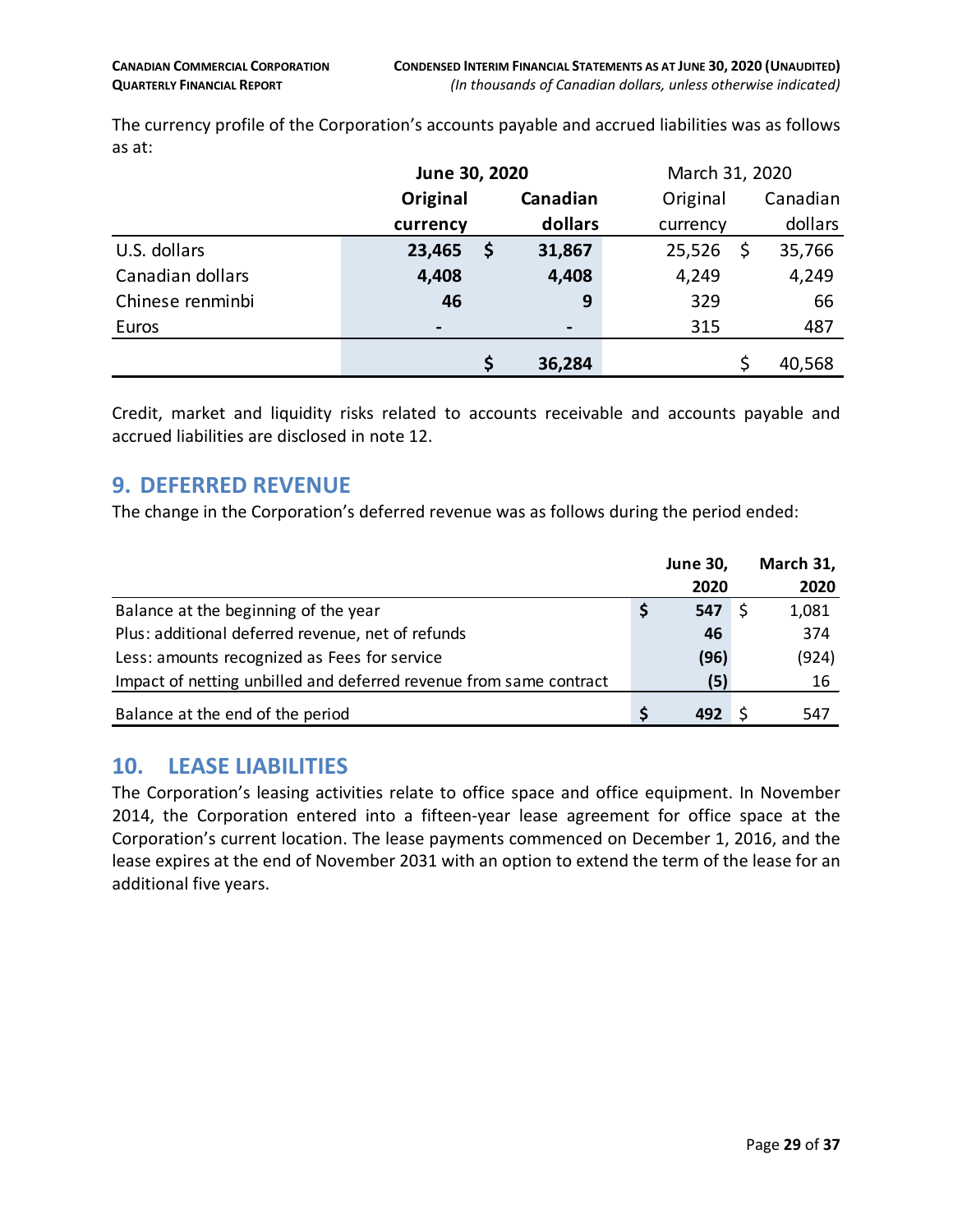The currency profile of the Corporation's accounts payable and accrued liabilities was as follows as at:

| | June 30, 2020 | | March 31, 2020 | |
|---|---|---|---|---|
| | Original currency | Canadian dollars | Original currency | Canadian dollars |
| U.S. dollars | 23,465 | $ 31,867 | 25,526 | $ 35,766 |
| Canadian dollars | 4,408 | 4,408 | 4,249 | 4,249 |
| Chinese renminbi | 46 | 9 | 329 | 66 |
| Euros | - | - | 315 | 487 |
| | | $ 36,284 | | $ 40,568 |

Credit, market and liquidity risks related to accounts receivable and accounts payable and accrued liabilities are disclosed in note 12.

## 9. DEFERRED REVENUE

The change in the Corporation's deferred revenue was as follows during the period ended:

| | June 30, 2020 | March 31, 2020 |
|---|---|---|
| Balance at the beginning of the year | $ 547 | $ 1,081 |
| Plus: additional deferred revenue, net of refunds | 46 | 374 |
| Less: amounts recognized as Fees for service | (96) | (924) |
| Impact of netting unbilled and deferred revenue from same contract | (5) | 16 |
| Balance at the end of the period | $ 492 | $ 547 |

## 10. LEASE LIABILITIES

The Corporation's leasing activities relate to office space and office equipment. In November 2014, the Corporation entered into a fifteen-year lease agreement for office space at the Corporation's current location. The lease payments commenced on December 1, 2016, and the lease expires at the end of November 2031 with an option to extend the term of the lease for an additional five years.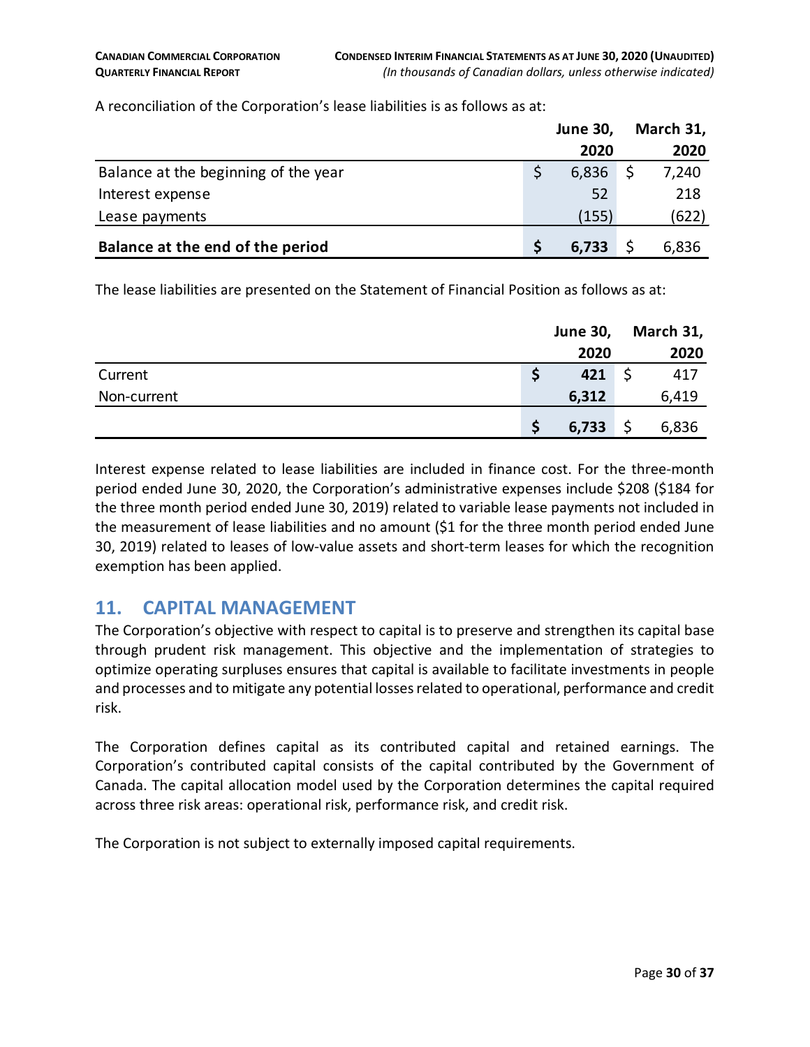A reconciliation of the Corporation's lease liabilities is as follows as at:

| | June 30, 2020 | March 31, 2020 |
|---|---|---|
| Balance at the beginning of the year | $ 6,836 | $ 7,240 |
| Interest expense | 52 | 218 |
| Lease payments | (155) | (622) |
| **Balance at the end of the period** | **$ 6,733** | $ 6,836 |

The lease liabilities are presented on the Statement of Financial Position as follows as at:

| | June 30, 2020 | March 31, 2020 |
|---|---|---|
| Current | **$ 421** | $ 417 |
| Non-current | **6,312** | 6,419 |
| | **$ 6,733** | $ 6,836 |

Interest expense related to lease liabilities are included in finance cost. For the three-month period ended June 30, 2020, the Corporation's administrative expenses include $208 ($184 for the three month period ended June 30, 2019) related to variable lease payments not included in the measurement of lease liabilities and no amount ($1 for the three month period ended June 30, 2019) related to leases of low-value assets and short-term leases for which the recognition exemption has been applied.

## 11. CAPITAL MANAGEMENT

The Corporation's objective with respect to capital is to preserve and strengthen its capital base through prudent risk management. This objective and the implementation of strategies to optimize operating surpluses ensures that capital is available to facilitate investments in people and processes and to mitigate any potential losses related to operational, performance and credit risk.

The Corporation defines capital as its contributed capital and retained earnings. The Corporation's contributed capital consists of the capital contributed by the Government of Canada. The capital allocation model used by the Corporation determines the capital required across three risk areas: operational risk, performance risk, and credit risk.

The Corporation is not subject to externally imposed capital requirements.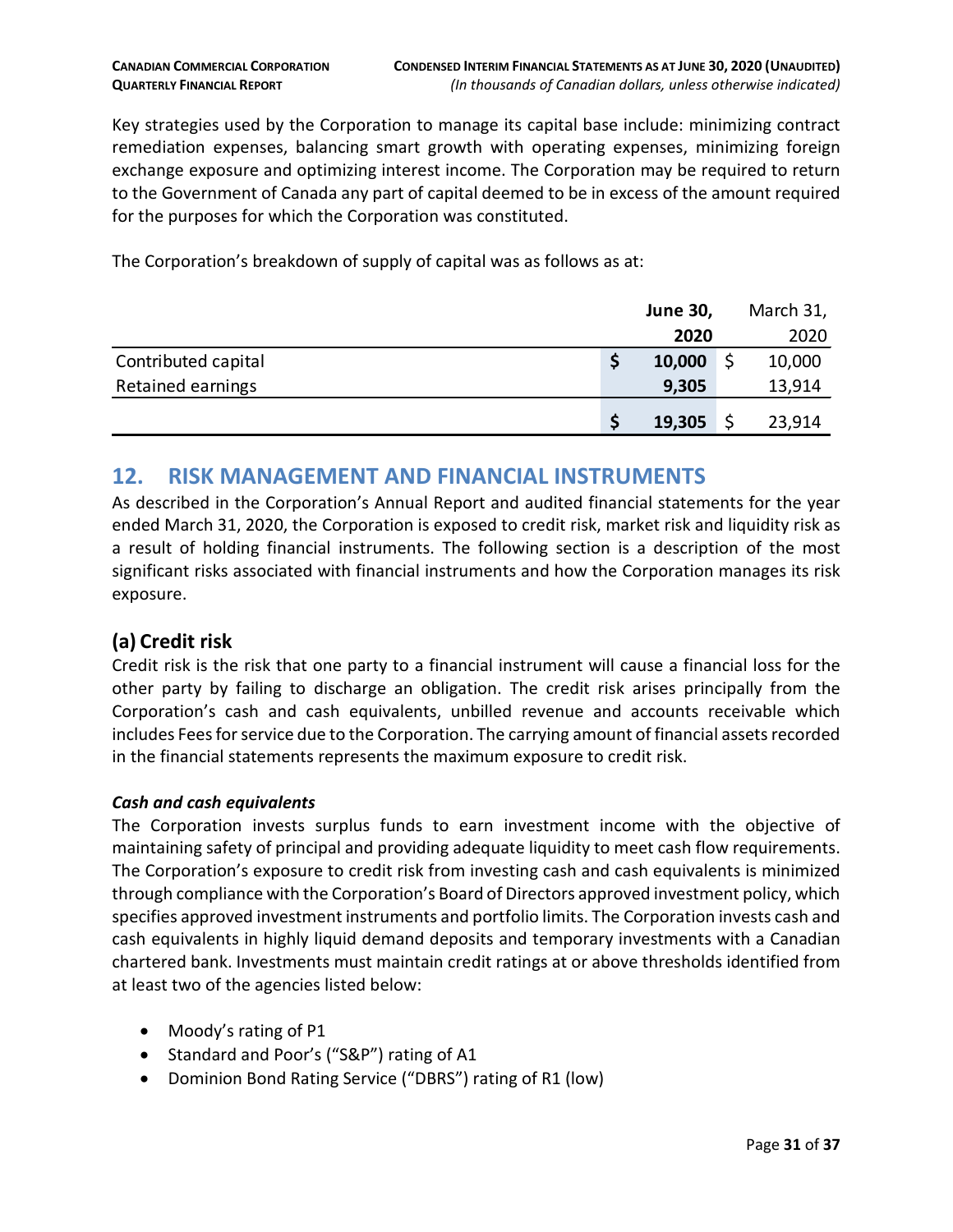Key strategies used by the Corporation to manage its capital base include: minimizing contract remediation expenses, balancing smart growth with operating expenses, minimizing foreign exchange exposure and optimizing interest income. The Corporation may be required to return to the Government of Canada any part of capital deemed to be in excess of the amount required for the purposes for which the Corporation was constituted.

The Corporation's breakdown of supply of capital was as follows as at:

| | **June 30, 2020** | March 31, 2020 |
|---|---|---|
| Contributed capital | **$ 10,000** | $ 10,000 |
| Retained earnings | **9,305** | 13,914 |
| | **$ 19,305** | $ 23,914 |

## 12. RISK MANAGEMENT AND FINANCIAL INSTRUMENTS

As described in the Corporation's Annual Report and audited financial statements for the year ended March 31, 2020, the Corporation is exposed to credit risk, market risk and liquidity risk as a result of holding financial instruments. The following section is a description of the most significant risks associated with financial instruments and how the Corporation manages its risk exposure.

### (a) Credit risk

Credit risk is the risk that one party to a financial instrument will cause a financial loss for the other party by failing to discharge an obligation. The credit risk arises principally from the Corporation's cash and cash equivalents, unbilled revenue and accounts receivable which includes Fees for service due to the Corporation. The carrying amount of financial assets recorded in the financial statements represents the maximum exposure to credit risk.

***Cash and cash equivalents***

The Corporation invests surplus funds to earn investment income with the objective of maintaining safety of principal and providing adequate liquidity to meet cash flow requirements. The Corporation's exposure to credit risk from investing cash and cash equivalents is minimized through compliance with the Corporation's Board of Directors approved investment policy, which specifies approved investment instruments and portfolio limits. The Corporation invests cash and cash equivalents in highly liquid demand deposits and temporary investments with a Canadian chartered bank. Investments must maintain credit ratings at or above thresholds identified from at least two of the agencies listed below:

- Moody's rating of P1
- Standard and Poor's ("S&P") rating of A1
- Dominion Bond Rating Service ("DBRS") rating of R1 (low)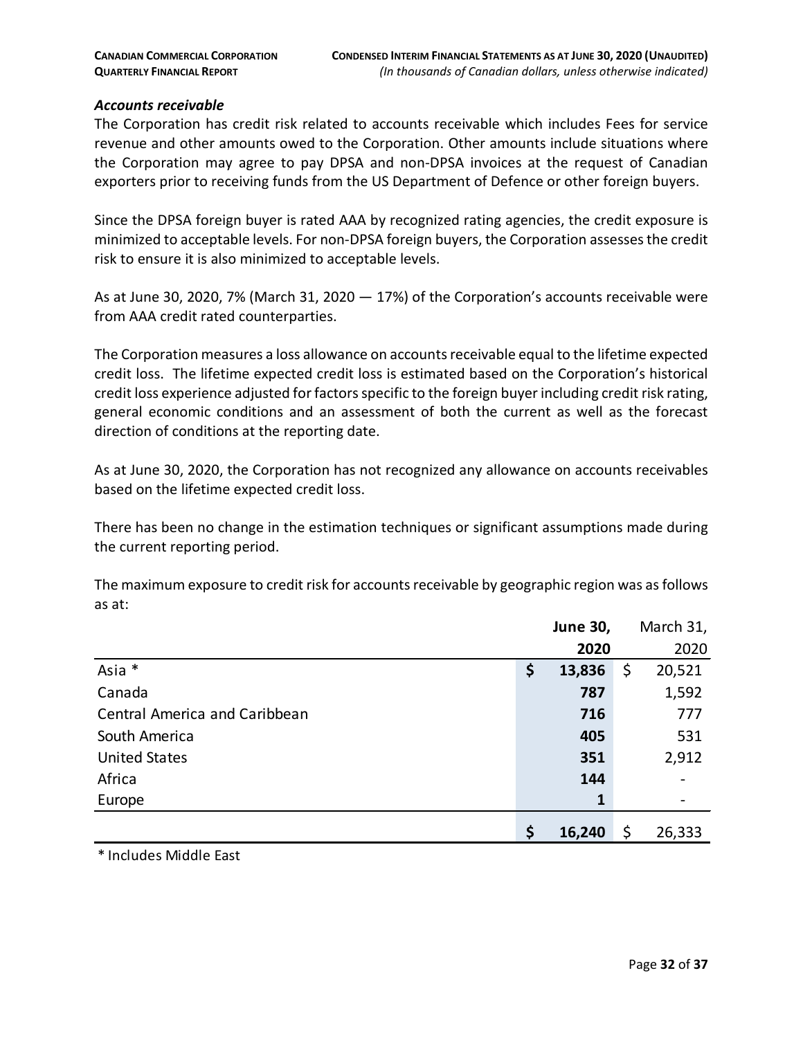### *Accounts receivable*

The Corporation has credit risk related to accounts receivable which includes Fees for service revenue and other amounts owed to the Corporation. Other amounts include situations where the Corporation may agree to pay DPSA and non-DPSA invoices at the request of Canadian exporters prior to receiving funds from the US Department of Defence or other foreign buyers.

Since the DPSA foreign buyer is rated AAA by recognized rating agencies, the credit exposure is minimized to acceptable levels. For non-DPSA foreign buyers, the Corporation assesses the credit risk to ensure it is also minimized to acceptable levels.

As at June 30, 2020, 7% (March 31, 2020 — 17%) of the Corporation's accounts receivable were from AAA credit rated counterparties.

The Corporation measures a loss allowance on accounts receivable equal to the lifetime expected credit loss. The lifetime expected credit loss is estimated based on the Corporation's historical credit loss experience adjusted for factors specific to the foreign buyer including credit risk rating, general economic conditions and an assessment of both the current as well as the forecast direction of conditions at the reporting date.

As at June 30, 2020, the Corporation has not recognized any allowance on accounts receivables based on the lifetime expected credit loss.

There has been no change in the estimation techniques or significant assumptions made during the current reporting period.

The maximum exposure to credit risk for accounts receivable by geographic region was as follows as at:

| | **June 30, 2020** | March 31, 2020 |
|---|---|---|
| Asia * | **$ 13,836** | $ 20,521 |
| Canada | **787** | 1,592 |
| Central America and Caribbean | **716** | 777 |
| South America | **405** | 531 |
| United States | **351** | 2,912 |
| Africa | **144** | - |
| Europe | **1** | - |
| | **$ 16,240** | $ 26,333 |

\* Includes Middle East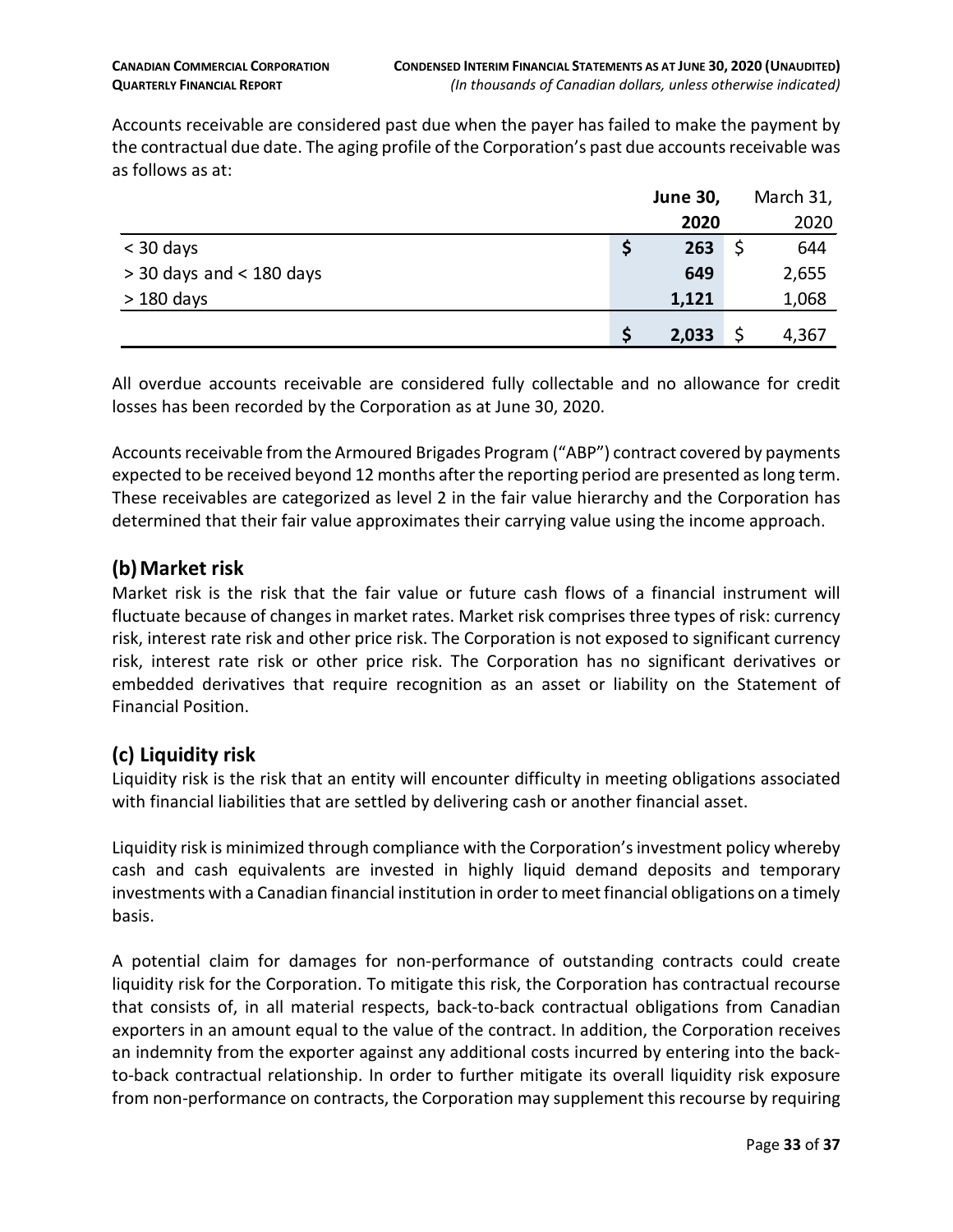Accounts receivable are considered past due when the payer has failed to make the payment by the contractual due date. The aging profile of the Corporation's past due accounts receivable was as follows as at:

| | June 30, 2020 | March 31, 2020 |
|---|---|---|
| < 30 days | $ 263 | $ 644 |
| > 30 days and < 180 days | 649 | 2,655 |
| > 180 days | 1,121 | 1,068 |
| | $ 2,033 | $ 4,367 |

All overdue accounts receivable are considered fully collectable and no allowance for credit losses has been recorded by the Corporation as at June 30, 2020.

Accounts receivable from the Armoured Brigades Program ("ABP") contract covered by payments expected to be received beyond 12 months after the reporting period are presented as long term. These receivables are categorized as level 2 in the fair value hierarchy and the Corporation has determined that their fair value approximates their carrying value using the income approach.

## (b) Market risk

Market risk is the risk that the fair value or future cash flows of a financial instrument will fluctuate because of changes in market rates. Market risk comprises three types of risk: currency risk, interest rate risk and other price risk. The Corporation is not exposed to significant currency risk, interest rate risk or other price risk. The Corporation has no significant derivatives or embedded derivatives that require recognition as an asset or liability on the Statement of Financial Position.

## (c) Liquidity risk

Liquidity risk is the risk that an entity will encounter difficulty in meeting obligations associated with financial liabilities that are settled by delivering cash or another financial asset.

Liquidity risk is minimized through compliance with the Corporation's investment policy whereby cash and cash equivalents are invested in highly liquid demand deposits and temporary investments with a Canadian financial institution in order to meet financial obligations on a timely basis.

A potential claim for damages for non-performance of outstanding contracts could create liquidity risk for the Corporation. To mitigate this risk, the Corporation has contractual recourse that consists of, in all material respects, back-to-back contractual obligations from Canadian exporters in an amount equal to the value of the contract. In addition, the Corporation receives an indemnity from the exporter against any additional costs incurred by entering into the back-to-back contractual relationship. In order to further mitigate its overall liquidity risk exposure from non-performance on contracts, the Corporation may supplement this recourse by requiring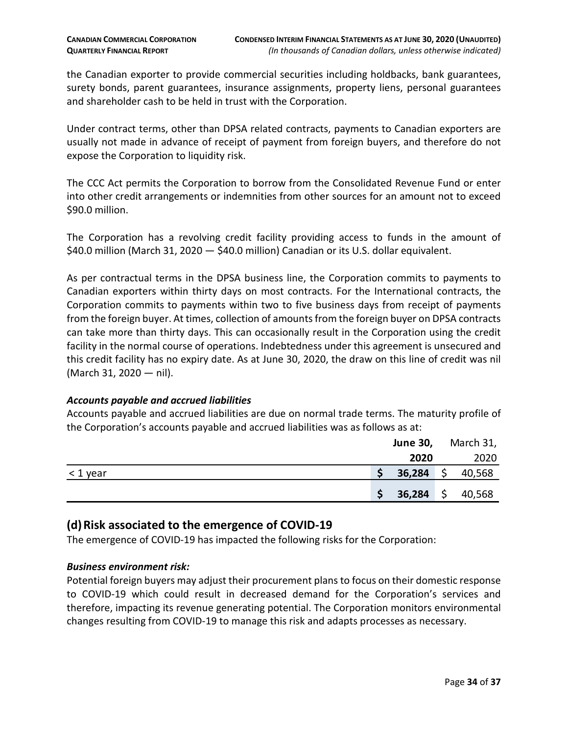the Canadian exporter to provide commercial securities including holdbacks, bank guarantees, surety bonds, parent guarantees, insurance assignments, property liens, personal guarantees and shareholder cash to be held in trust with the Corporation.

Under contract terms, other than DPSA related contracts, payments to Canadian exporters are usually not made in advance of receipt of payment from foreign buyers, and therefore do not expose the Corporation to liquidity risk.

The CCC Act permits the Corporation to borrow from the Consolidated Revenue Fund or enter into other credit arrangements or indemnities from other sources for an amount not to exceed $90.0 million.

The Corporation has a revolving credit facility providing access to funds in the amount of $40.0 million (March 31, 2020 — $40.0 million) Canadian or its U.S. dollar equivalent.

As per contractual terms in the DPSA business line, the Corporation commits to payments to Canadian exporters within thirty days on most contracts. For the International contracts, the Corporation commits to payments within two to five business days from receipt of payments from the foreign buyer. At times, collection of amounts from the foreign buyer on DPSA contracts can take more than thirty days. This can occasionally result in the Corporation using the credit facility in the normal course of operations. Indebtedness under this agreement is unsecured and this credit facility has no expiry date. As at June 30, 2020, the draw on this line of credit was nil (March 31, 2020 — nil).

***Accounts payable and accrued liabilities***

Accounts payable and accrued liabilities are due on normal trade terms. The maturity profile of the Corporation's accounts payable and accrued liabilities was as follows as at:

| | **June 30, 2020** | March 31, 2020 |
|---|---|---|
| < 1 year | **$ 36,284** | $ 40,568 |
| | **$ 36,284** | $ 40,568 |

## (d) Risk associated to the emergence of COVID-19

The emergence of COVID-19 has impacted the following risks for the Corporation:

***Business environment risk:***

Potential foreign buyers may adjust their procurement plans to focus on their domestic response to COVID-19 which could result in decreased demand for the Corporation's services and therefore, impacting its revenue generating potential. The Corporation monitors environmental changes resulting from COVID-19 to manage this risk and adapts processes as necessary.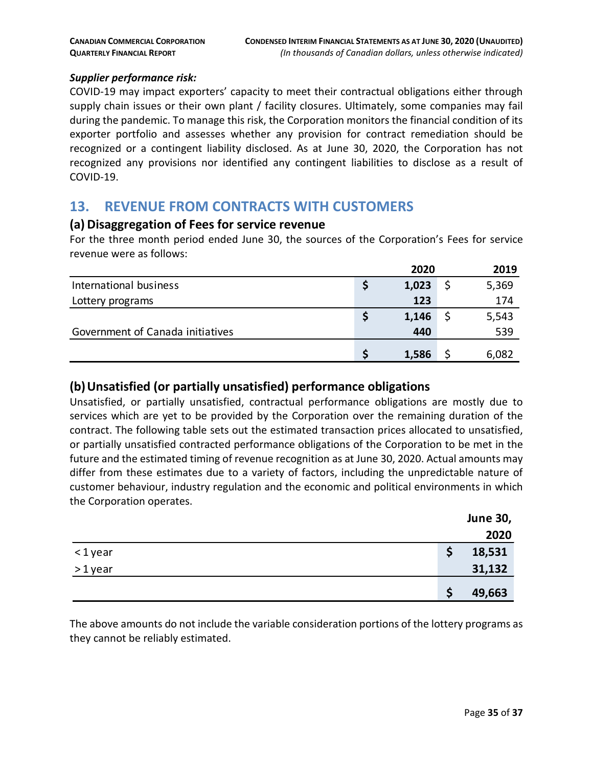***Supplier performance risk:***

COVID-19 may impact exporters' capacity to meet their contractual obligations either through supply chain issues or their own plant / facility closures. Ultimately, some companies may fail during the pandemic. To manage this risk, the Corporation monitors the financial condition of its exporter portfolio and assesses whether any provision for contract remediation should be recognized or a contingent liability disclosed. As at June 30, 2020, the Corporation has not recognized any provisions nor identified any contingent liabilities to disclose as a result of COVID-19.

## 13. REVENUE FROM CONTRACTS WITH CUSTOMERS

### (a) Disaggregation of Fees for service revenue

For the three month period ended June 30, the sources of the Corporation's Fees for service revenue were as follows:

| | 2020 | 2019 |
|---|---|---|
| International business | $ 1,023 | $ 5,369 |
| Lottery programs | 123 | 174 |
| | $ 1,146 | $ 5,543 |
| Government of Canada initiatives | 440 | 539 |
| | $ 1,586 | $ 6,082 |

### (b) Unsatisfied (or partially unsatisfied) performance obligations

Unsatisfied, or partially unsatisfied, contractual performance obligations are mostly due to services which are yet to be provided by the Corporation over the remaining duration of the contract. The following table sets out the estimated transaction prices allocated to unsatisfied, or partially unsatisfied contracted performance obligations of the Corporation to be met in the future and the estimated timing of revenue recognition as at June 30, 2020. Actual amounts may differ from these estimates due to a variety of factors, including the unpredictable nature of customer behaviour, industry regulation and the economic and political environments in which the Corporation operates.

| | June 30, 2020 |
|---|---|
| < 1 year | $ 18,531 |
| > 1 year | 31,132 |
| | $ 49,663 |

The above amounts do not include the variable consideration portions of the lottery programs as they cannot be reliably estimated.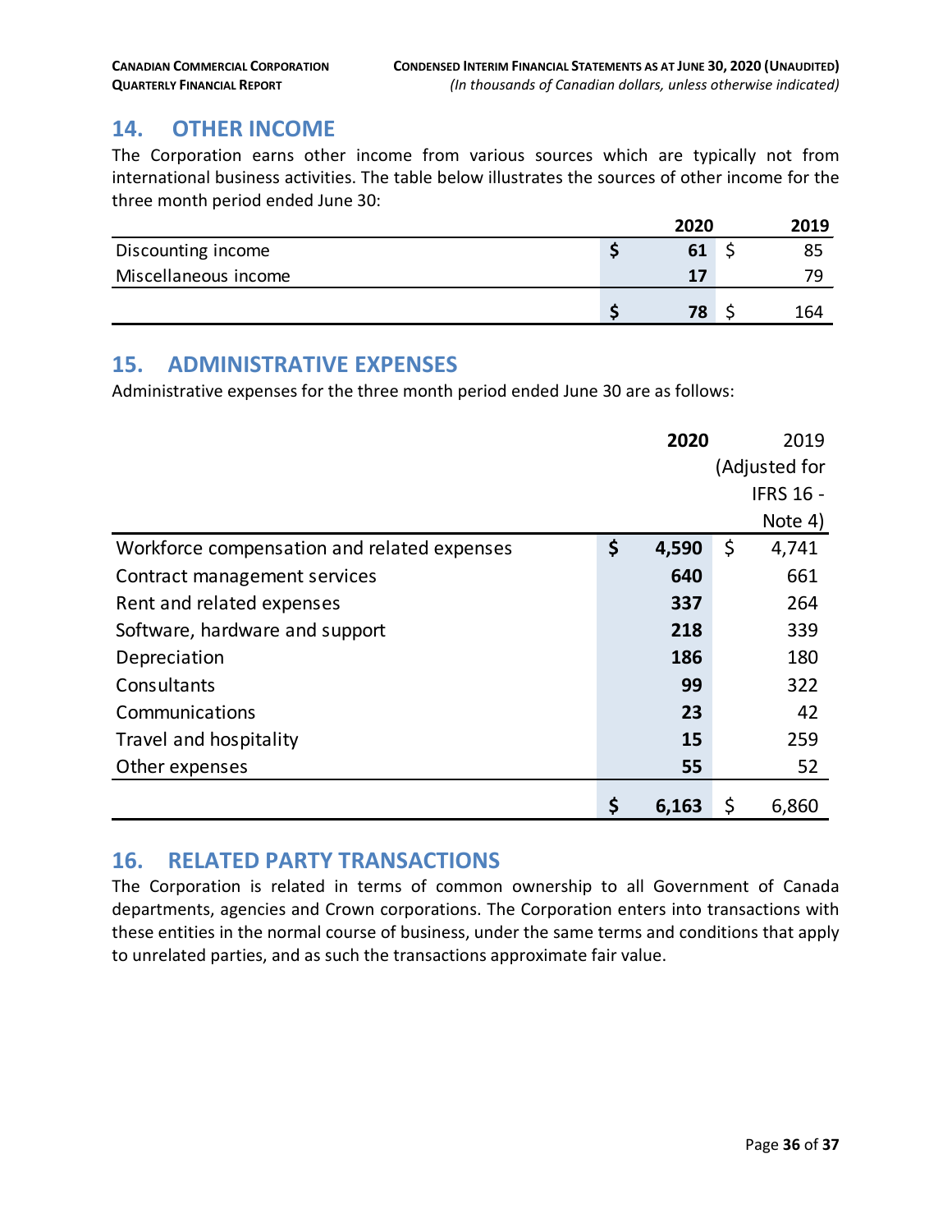## 14. OTHER INCOME

The Corporation earns other income from various sources which are typically not from international business activities. The table below illustrates the sources of other income for the three month period ended June 30:

| | 2020 | 2019 |
|---|---|---|
| Discounting income | $ 61 | $ 85 |
| Miscellaneous income | 17 | 79 |
| | $ 78 | $ 164 |

## 15. ADMINISTRATIVE EXPENSES

Administrative expenses for the three month period ended June 30 are as follows:

| | 2020 | 2019 (Adjusted for IFRS 16 - Note 4) |
|---|---|---|
| Workforce compensation and related expenses | $ 4,590 | $ 4,741 |
| Contract management services | 640 | 661 |
| Rent and related expenses | 337 | 264 |
| Software, hardware and support | 218 | 339 |
| Depreciation | 186 | 180 |
| Consultants | 99 | 322 |
| Communications | 23 | 42 |
| Travel and hospitality | 15 | 259 |
| Other expenses | 55 | 52 |
| | $ 6,163 | $ 6,860 |

## 16. RELATED PARTY TRANSACTIONS

The Corporation is related in terms of common ownership to all Government of Canada departments, agencies and Crown corporations. The Corporation enters into transactions with these entities in the normal course of business, under the same terms and conditions that apply to unrelated parties, and as such the transactions approximate fair value.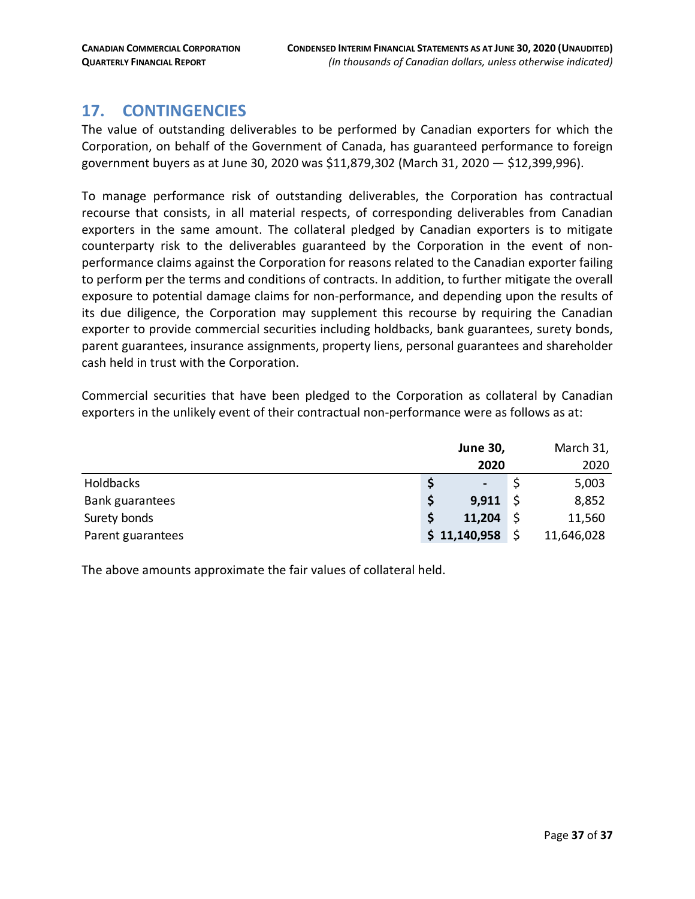## 17. CONTINGENCIES

The value of outstanding deliverables to be performed by Canadian exporters for which the Corporation, on behalf of the Government of Canada, has guaranteed performance to foreign government buyers as at June 30, 2020 was $11,879,302 (March 31, 2020 — $12,399,996).

To manage performance risk of outstanding deliverables, the Corporation has contractual recourse that consists, in all material respects, of corresponding deliverables from Canadian exporters in the same amount. The collateral pledged by Canadian exporters is to mitigate counterparty risk to the deliverables guaranteed by the Corporation in the event of non-performance claims against the Corporation for reasons related to the Canadian exporter failing to perform per the terms and conditions of contracts. In addition, to further mitigate the overall exposure to potential damage claims for non-performance, and depending upon the results of its due diligence, the Corporation may supplement this recourse by requiring the Canadian exporter to provide commercial securities including holdbacks, bank guarantees, surety bonds, parent guarantees, insurance assignments, property liens, personal guarantees and shareholder cash held in trust with the Corporation.

Commercial securities that have been pledged to the Corporation as collateral by Canadian exporters in the unlikely event of their contractual non-performance were as follows as at:

| | **June 30, 2020** | March 31, 2020 |
|---|---|---|
| Holdbacks | **$ -** | $ 5,003 |
| Bank guarantees | **$ 9,911** | $ 8,852 |
| Surety bonds | **$ 11,204** | $ 11,560 |
| Parent guarantees | **$ 11,140,958** | $ 11,646,028 |

The above amounts approximate the fair values of collateral held.